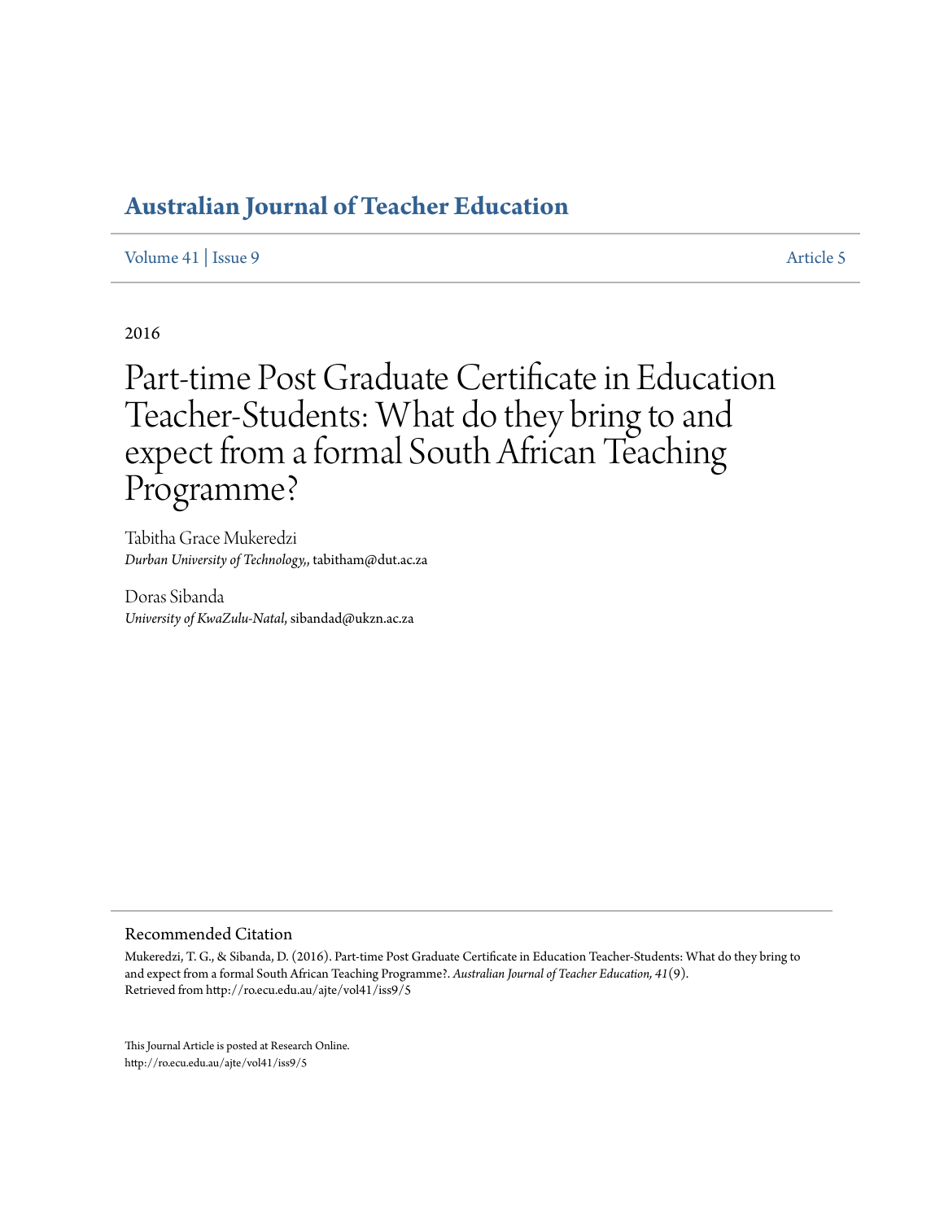# Australian Journal of Teacher Education

Volume 41 | Issue 9 | Article 5

2016

# Part-time Post Graduate Certificate in Education Teacher-Students: What do they bring to and expect from a formal South African Teaching Programme?

Tabitha Grace Mukeredzi
*Durban University of Technology,*, tabitham@dut.ac.za

Doras Sibanda
*University of KwaZulu-Natal*, sibandad@ukzn.ac.za

## Recommended Citation

Mukeredzi, T. G., & Sibanda, D. (2016). Part-time Post Graduate Certificate in Education Teacher-Students: What do they bring to and expect from a formal South African Teaching Programme?. *Australian Journal of Teacher Education, 41*(9).
Retrieved from http://ro.ecu.edu.au/ajte/vol41/iss9/5

This Journal Article is posted at Research Online.
http://ro.ecu.edu.au/ajte/vol41/iss9/5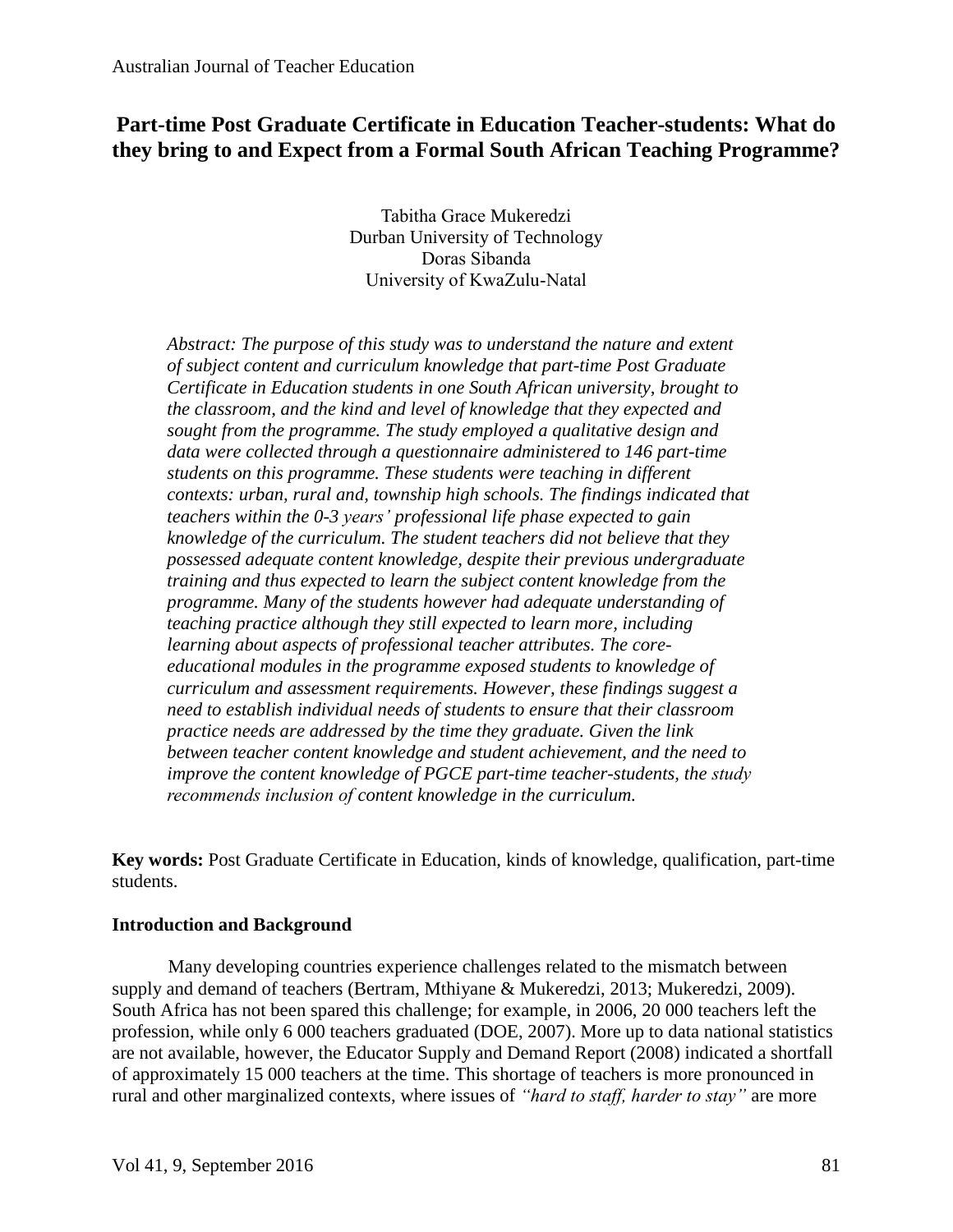# Part-time Post Graduate Certificate in Education Teacher-students: What do they bring to and Expect from a Formal South African Teaching Programme?

Tabitha Grace Mukeredzi
Durban University of Technology
Doras Sibanda
University of KwaZulu-Natal

*Abstract: The purpose of this study was to understand the nature and extent of subject content and curriculum knowledge that part-time Post Graduate Certificate in Education students in one South African university, brought to the classroom, and the kind and level of knowledge that they expected and sought from the programme. The study employed a qualitative design and data were collected through a questionnaire administered to 146 part-time students on this programme. These students were teaching in different contexts: urban, rural and, township high schools. The findings indicated that teachers within the 0-3 years' professional life phase expected to gain knowledge of the curriculum. The student teachers did not believe that they possessed adequate content knowledge, despite their previous undergraduate training and thus expected to learn the subject content knowledge from the programme. Many of the students however had adequate understanding of teaching practice although they still expected to learn more, including learning about aspects of professional teacher attributes. The core-educational modules in the programme exposed students to knowledge of curriculum and assessment requirements. However, these findings suggest a need to establish individual needs of students to ensure that their classroom practice needs are addressed by the time they graduate. Given the link between teacher content knowledge and student achievement, and the need to improve the content knowledge of PGCE part-time teacher-students, the study recommends inclusion of content knowledge in the curriculum.*

**Key words:** Post Graduate Certificate in Education, kinds of knowledge, qualification, part-time students.

## Introduction and Background

Many developing countries experience challenges related to the mismatch between supply and demand of teachers (Bertram, Mthiyane & Mukeredzi, 2013; Mukeredzi, 2009). South Africa has not been spared this challenge; for example, in 2006, 20 000 teachers left the profession, while only 6 000 teachers graduated (DOE, 2007). More up to data national statistics are not available, however, the Educator Supply and Demand Report (2008) indicated a shortfall of approximately 15 000 teachers at the time. This shortage of teachers is more pronounced in rural and other marginalized contexts, where issues of *"hard to staff, harder to stay"* are more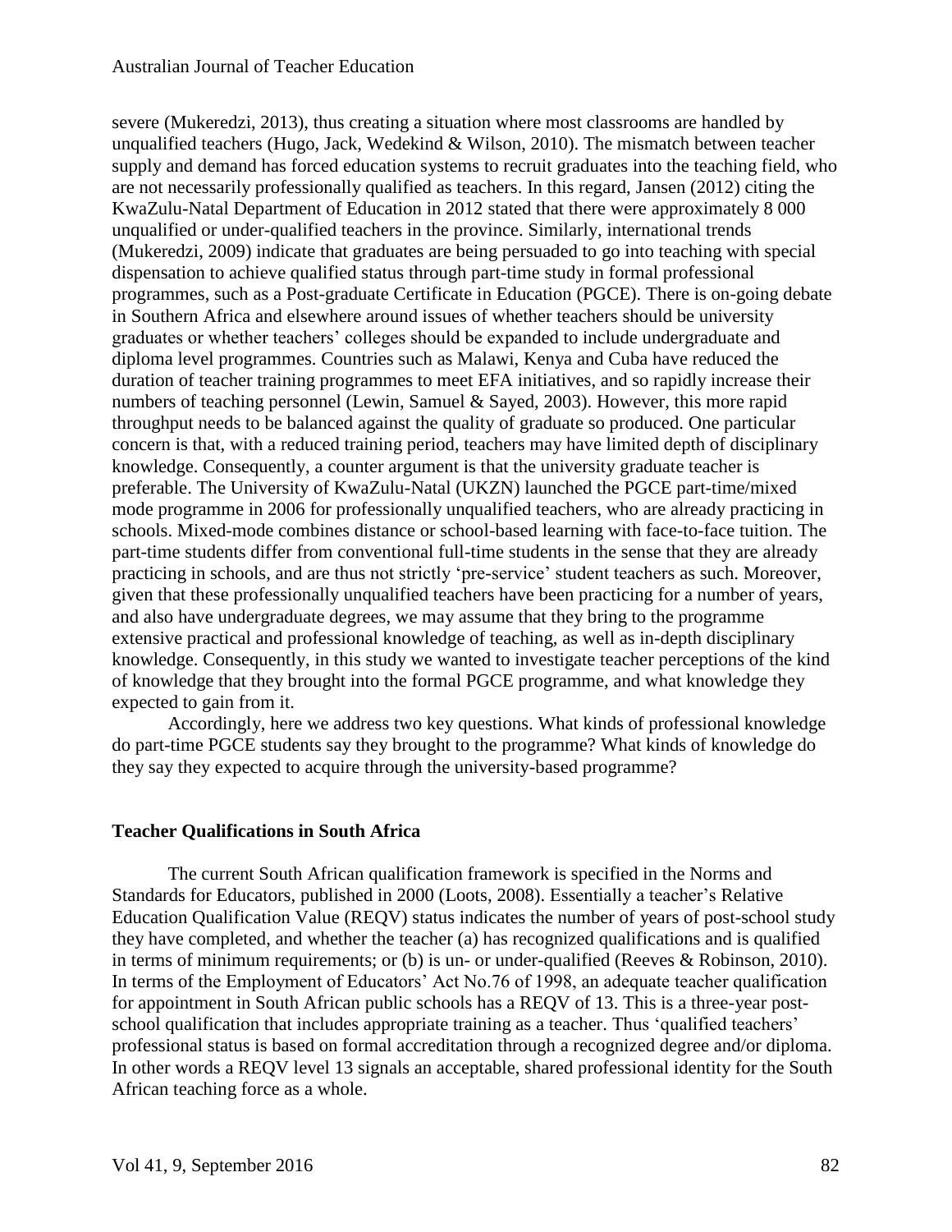severe (Mukeredzi, 2013), thus creating a situation where most classrooms are handled by unqualified teachers (Hugo, Jack, Wedekind & Wilson, 2010). The mismatch between teacher supply and demand has forced education systems to recruit graduates into the teaching field, who are not necessarily professionally qualified as teachers. In this regard, Jansen (2012) citing the KwaZulu-Natal Department of Education in 2012 stated that there were approximately 8 000 unqualified or under-qualified teachers in the province. Similarly, international trends (Mukeredzi, 2009) indicate that graduates are being persuaded to go into teaching with special dispensation to achieve qualified status through part-time study in formal professional programmes, such as a Post-graduate Certificate in Education (PGCE). There is on-going debate in Southern Africa and elsewhere around issues of whether teachers should be university graduates or whether teachers' colleges should be expanded to include undergraduate and diploma level programmes. Countries such as Malawi, Kenya and Cuba have reduced the duration of teacher training programmes to meet EFA initiatives, and so rapidly increase their numbers of teaching personnel (Lewin, Samuel & Sayed, 2003). However, this more rapid throughput needs to be balanced against the quality of graduate so produced. One particular concern is that, with a reduced training period, teachers may have limited depth of disciplinary knowledge. Consequently, a counter argument is that the university graduate teacher is preferable. The University of KwaZulu-Natal (UKZN) launched the PGCE part-time/mixed mode programme in 2006 for professionally unqualified teachers, who are already practicing in schools. Mixed-mode combines distance or school-based learning with face-to-face tuition. The part-time students differ from conventional full-time students in the sense that they are already practicing in schools, and are thus not strictly 'pre-service' student teachers as such. Moreover, given that these professionally unqualified teachers have been practicing for a number of years, and also have undergraduate degrees, we may assume that they bring to the programme extensive practical and professional knowledge of teaching, as well as in-depth disciplinary knowledge. Consequently, in this study we wanted to investigate teacher perceptions of the kind of knowledge that they brought into the formal PGCE programme, and what knowledge they expected to gain from it.

Accordingly, here we address two key questions. What kinds of professional knowledge do part-time PGCE students say they brought to the programme? What kinds of knowledge do they say they expected to acquire through the university-based programme?

## Teacher Qualifications in South Africa

The current South African qualification framework is specified in the Norms and Standards for Educators, published in 2000 (Loots, 2008). Essentially a teacher's Relative Education Qualification Value (REQV) status indicates the number of years of post-school study they have completed, and whether the teacher (a) has recognized qualifications and is qualified in terms of minimum requirements; or (b) is un- or under-qualified (Reeves & Robinson, 2010). In terms of the Employment of Educators' Act No.76 of 1998, an adequate teacher qualification for appointment in South African public schools has a REQV of 13. This is a three-year post-school qualification that includes appropriate training as a teacher. Thus 'qualified teachers' professional status is based on formal accreditation through a recognized degree and/or diploma. In other words a REQV level 13 signals an acceptable, shared professional identity for the South African teaching force as a whole.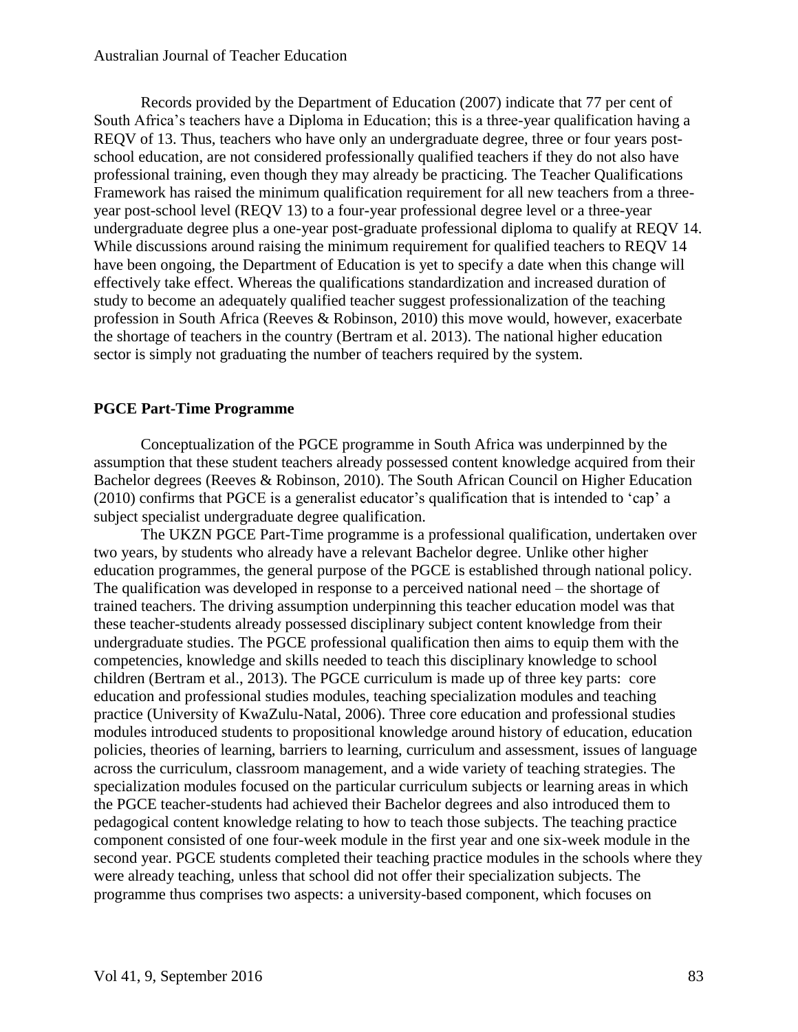Records provided by the Department of Education (2007) indicate that 77 per cent of South Africa's teachers have a Diploma in Education; this is a three-year qualification having a REQV of 13. Thus, teachers who have only an undergraduate degree, three or four years post-school education, are not considered professionally qualified teachers if they do not also have professional training, even though they may already be practicing. The Teacher Qualifications Framework has raised the minimum qualification requirement for all new teachers from a three-year post-school level (REQV 13) to a four-year professional degree level or a three-year undergraduate degree plus a one-year post-graduate professional diploma to qualify at REQV 14. While discussions around raising the minimum requirement for qualified teachers to REQV 14 have been ongoing, the Department of Education is yet to specify a date when this change will effectively take effect. Whereas the qualifications standardization and increased duration of study to become an adequately qualified teacher suggest professionalization of the teaching profession in South Africa (Reeves & Robinson, 2010) this move would, however, exacerbate the shortage of teachers in the country (Bertram et al. 2013). The national higher education sector is simply not graduating the number of teachers required by the system.

## PGCE Part-Time Programme

Conceptualization of the PGCE programme in South Africa was underpinned by the assumption that these student teachers already possessed content knowledge acquired from their Bachelor degrees (Reeves & Robinson, 2010). The South African Council on Higher Education (2010) confirms that PGCE is a generalist educator's qualification that is intended to 'cap' a subject specialist undergraduate degree qualification.

The UKZN PGCE Part-Time programme is a professional qualification, undertaken over two years, by students who already have a relevant Bachelor degree. Unlike other higher education programmes, the general purpose of the PGCE is established through national policy. The qualification was developed in response to a perceived national need – the shortage of trained teachers. The driving assumption underpinning this teacher education model was that these teacher-students already possessed disciplinary subject content knowledge from their undergraduate studies. The PGCE professional qualification then aims to equip them with the competencies, knowledge and skills needed to teach this disciplinary knowledge to school children (Bertram et al., 2013). The PGCE curriculum is made up of three key parts: core education and professional studies modules, teaching specialization modules and teaching practice (University of KwaZulu-Natal, 2006). Three core education and professional studies modules introduced students to propositional knowledge around history of education, education policies, theories of learning, barriers to learning, curriculum and assessment, issues of language across the curriculum, classroom management, and a wide variety of teaching strategies. The specialization modules focused on the particular curriculum subjects or learning areas in which the PGCE teacher-students had achieved their Bachelor degrees and also introduced them to pedagogical content knowledge relating to how to teach those subjects. The teaching practice component consisted of one four-week module in the first year and one six-week module in the second year. PGCE students completed their teaching practice modules in the schools where they were already teaching, unless that school did not offer their specialization subjects. The programme thus comprises two aspects: a university-based component, which focuses on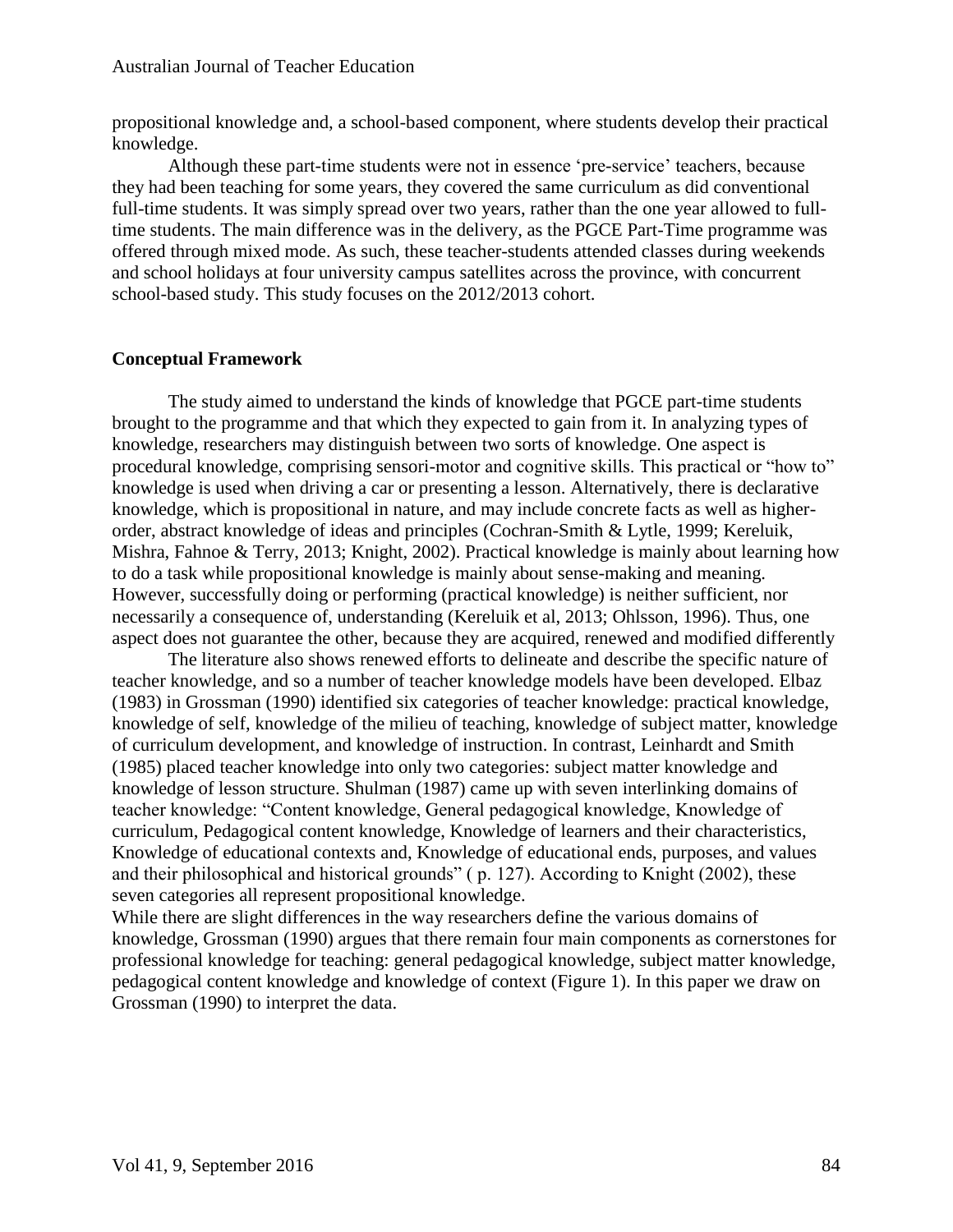propositional knowledge and, a school-based component, where students develop their practical knowledge.

Although these part-time students were not in essence 'pre-service' teachers, because they had been teaching for some years, they covered the same curriculum as did conventional full-time students. It was simply spread over two years, rather than the one year allowed to full-time students. The main difference was in the delivery, as the PGCE Part-Time programme was offered through mixed mode. As such, these teacher-students attended classes during weekends and school holidays at four university campus satellites across the province, with concurrent school-based study. This study focuses on the 2012/2013 cohort.

## Conceptual Framework

The study aimed to understand the kinds of knowledge that PGCE part-time students brought to the programme and that which they expected to gain from it. In analyzing types of knowledge, researchers may distinguish between two sorts of knowledge. One aspect is procedural knowledge, comprising sensori-motor and cognitive skills. This practical or "how to" knowledge is used when driving a car or presenting a lesson. Alternatively, there is declarative knowledge, which is propositional in nature, and may include concrete facts as well as higher-order, abstract knowledge of ideas and principles (Cochran-Smith & Lytle, 1999; Kereluik, Mishra, Fahnoe & Terry, 2013; Knight, 2002). Practical knowledge is mainly about learning how to do a task while propositional knowledge is mainly about sense-making and meaning. However, successfully doing or performing (practical knowledge) is neither sufficient, nor necessarily a consequence of, understanding (Kereluik et al, 2013; Ohlsson, 1996). Thus, one aspect does not guarantee the other, because they are acquired, renewed and modified differently

The literature also shows renewed efforts to delineate and describe the specific nature of teacher knowledge, and so a number of teacher knowledge models have been developed. Elbaz (1983) in Grossman (1990) identified six categories of teacher knowledge: practical knowledge, knowledge of self, knowledge of the milieu of teaching, knowledge of subject matter, knowledge of curriculum development, and knowledge of instruction. In contrast, Leinhardt and Smith (1985) placed teacher knowledge into only two categories: subject matter knowledge and knowledge of lesson structure. Shulman (1987) came up with seven interlinking domains of teacher knowledge: "Content knowledge, General pedagogical knowledge, Knowledge of curriculum, Pedagogical content knowledge, Knowledge of learners and their characteristics, Knowledge of educational contexts and, Knowledge of educational ends, purposes, and values and their philosophical and historical grounds" ( p. 127). According to Knight (2002), these seven categories all represent propositional knowledge.

While there are slight differences in the way researchers define the various domains of knowledge, Grossman (1990) argues that there remain four main components as cornerstones for professional knowledge for teaching: general pedagogical knowledge, subject matter knowledge, pedagogical content knowledge and knowledge of context (Figure 1). In this paper we draw on Grossman (1990) to interpret the data.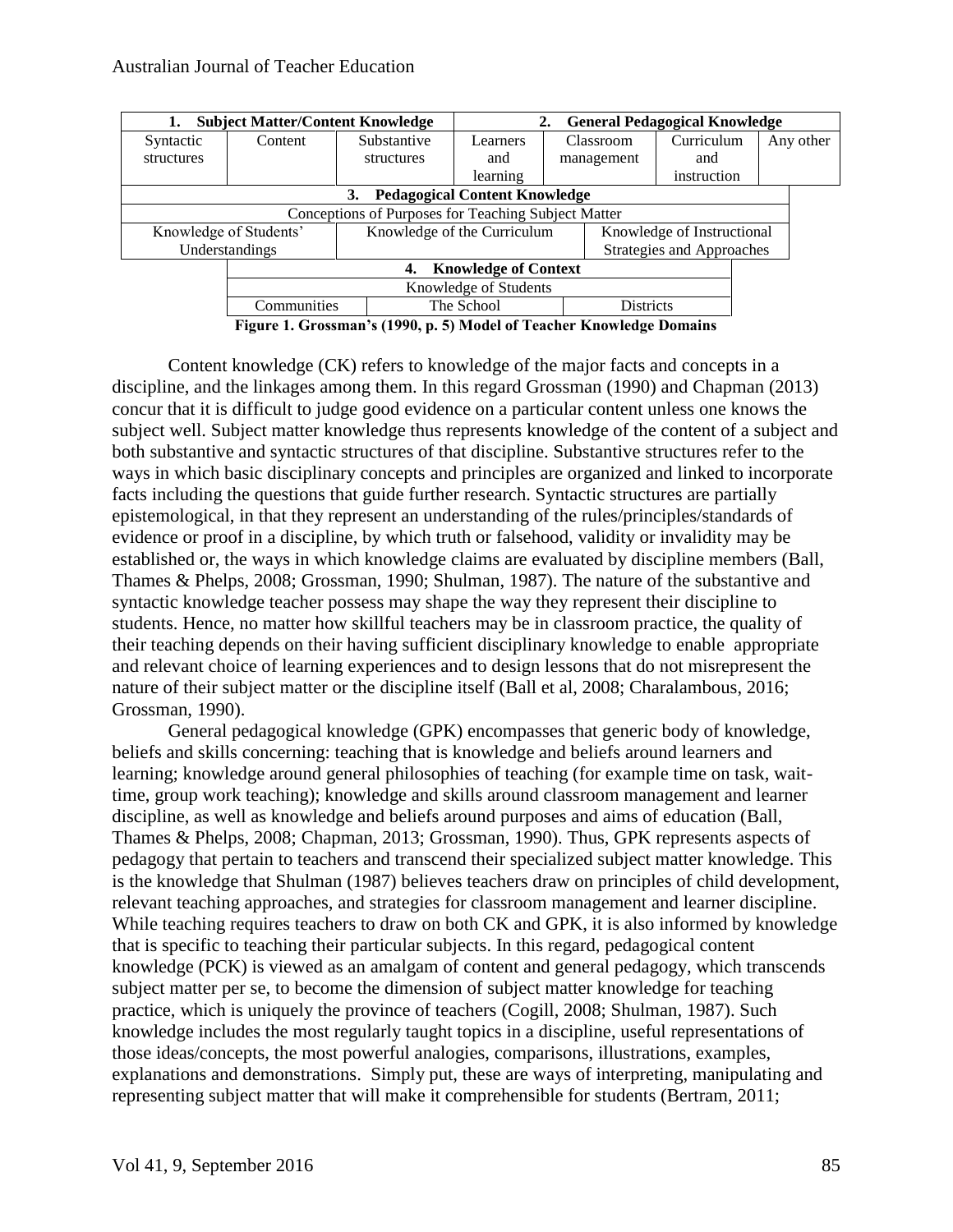| 1. Subject Matter/Content Knowledge | | | 2. General Pedagogical Knowledge | | | |
|---|---|---|---|---|---|---|
| Syntactic structures | Content | Substantive structures | Learners and learning | Classroom management | Curriculum and instruction | Any other |
| 3. Pedagogical Content Knowledge | | | | | | |
| Conceptions of Purposes for Teaching Subject Matter | | | | | | |
| Knowledge of Students' Understandings | | Knowledge of the Curriculum | | Knowledge of Instructional Strategies and Approaches | | |
| 4. Knowledge of Context | | | | | | |
| Knowledge of Students | | | | | | |
| Communities | | The School | | Districts | | |

**Figure 1. Grossman's (1990, p. 5) Model of Teacher Knowledge Domains**

Content knowledge (CK) refers to knowledge of the major facts and concepts in a discipline, and the linkages among them. In this regard Grossman (1990) and Chapman (2013) concur that it is difficult to judge good evidence on a particular content unless one knows the subject well. Subject matter knowledge thus represents knowledge of the content of a subject and both substantive and syntactic structures of that discipline. Substantive structures refer to the ways in which basic disciplinary concepts and principles are organized and linked to incorporate facts including the questions that guide further research. Syntactic structures are partially epistemological, in that they represent an understanding of the rules/principles/standards of evidence or proof in a discipline, by which truth or falsehood, validity or invalidity may be established or, the ways in which knowledge claims are evaluated by discipline members (Ball, Thames & Phelps, 2008; Grossman, 1990; Shulman, 1987). The nature of the substantive and syntactic knowledge teacher possess may shape the way they represent their discipline to students. Hence, no matter how skillful teachers may be in classroom practice, the quality of their teaching depends on their having sufficient disciplinary knowledge to enable appropriate and relevant choice of learning experiences and to design lessons that do not misrepresent the nature of their subject matter or the discipline itself (Ball et al, 2008; Charalambous, 2016; Grossman, 1990).

General pedagogical knowledge (GPK) encompasses that generic body of knowledge, beliefs and skills concerning: teaching that is knowledge and beliefs around learners and learning; knowledge around general philosophies of teaching (for example time on task, wait-time, group work teaching); knowledge and skills around classroom management and learner discipline, as well as knowledge and beliefs around purposes and aims of education (Ball, Thames & Phelps, 2008; Chapman, 2013; Grossman, 1990). Thus, GPK represents aspects of pedagogy that pertain to teachers and transcend their specialized subject matter knowledge. This is the knowledge that Shulman (1987) believes teachers draw on principles of child development, relevant teaching approaches, and strategies for classroom management and learner discipline. While teaching requires teachers to draw on both CK and GPK, it is also informed by knowledge that is specific to teaching their particular subjects. In this regard, pedagogical content knowledge (PCK) is viewed as an amalgam of content and general pedagogy, which transcends subject matter per se, to become the dimension of subject matter knowledge for teaching practice, which is uniquely the province of teachers (Cogill, 2008; Shulman, 1987). Such knowledge includes the most regularly taught topics in a discipline, useful representations of those ideas/concepts, the most powerful analogies, comparisons, illustrations, examples, explanations and demonstrations. Simply put, these are ways of interpreting, manipulating and representing subject matter that will make it comprehensible for students (Bertram, 2011;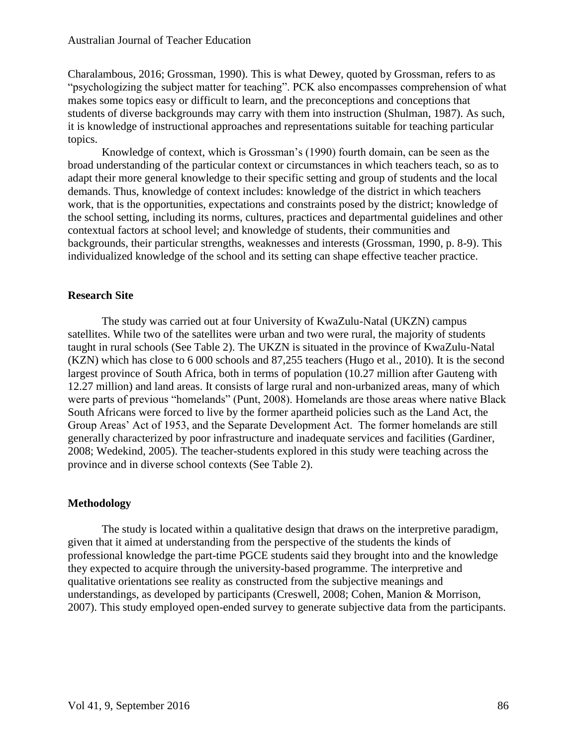Charalambous, 2016; Grossman, 1990). This is what Dewey, quoted by Grossman, refers to as "psychologizing the subject matter for teaching". PCK also encompasses comprehension of what makes some topics easy or difficult to learn, and the preconceptions and conceptions that students of diverse backgrounds may carry with them into instruction (Shulman, 1987). As such, it is knowledge of instructional approaches and representations suitable for teaching particular topics.

Knowledge of context, which is Grossman's (1990) fourth domain, can be seen as the broad understanding of the particular context or circumstances in which teachers teach, so as to adapt their more general knowledge to their specific setting and group of students and the local demands. Thus, knowledge of context includes: knowledge of the district in which teachers work, that is the opportunities, expectations and constraints posed by the district; knowledge of the school setting, including its norms, cultures, practices and departmental guidelines and other contextual factors at school level; and knowledge of students, their communities and backgrounds, their particular strengths, weaknesses and interests (Grossman, 1990, p. 8-9). This individualized knowledge of the school and its setting can shape effective teacher practice.

## Research Site

The study was carried out at four University of KwaZulu-Natal (UKZN) campus satellites. While two of the satellites were urban and two were rural, the majority of students taught in rural schools (See Table 2). The UKZN is situated in the province of KwaZulu-Natal (KZN) which has close to 6 000 schools and 87,255 teachers (Hugo et al., 2010). It is the second largest province of South Africa, both in terms of population (10.27 million after Gauteng with 12.27 million) and land areas. It consists of large rural and non-urbanized areas, many of which were parts of previous "homelands" (Punt, 2008). Homelands are those areas where native Black South Africans were forced to live by the former apartheid policies such as the Land Act, the Group Areas' Act of 1953, and the Separate Development Act. The former homelands are still generally characterized by poor infrastructure and inadequate services and facilities (Gardiner, 2008; Wedekind, 2005). The teacher-students explored in this study were teaching across the province and in diverse school contexts (See Table 2).

## Methodology

The study is located within a qualitative design that draws on the interpretive paradigm, given that it aimed at understanding from the perspective of the students the kinds of professional knowledge the part-time PGCE students said they brought into and the knowledge they expected to acquire through the university-based programme. The interpretive and qualitative orientations see reality as constructed from the subjective meanings and understandings, as developed by participants (Creswell, 2008; Cohen, Manion & Morrison, 2007). This study employed open-ended survey to generate subjective data from the participants.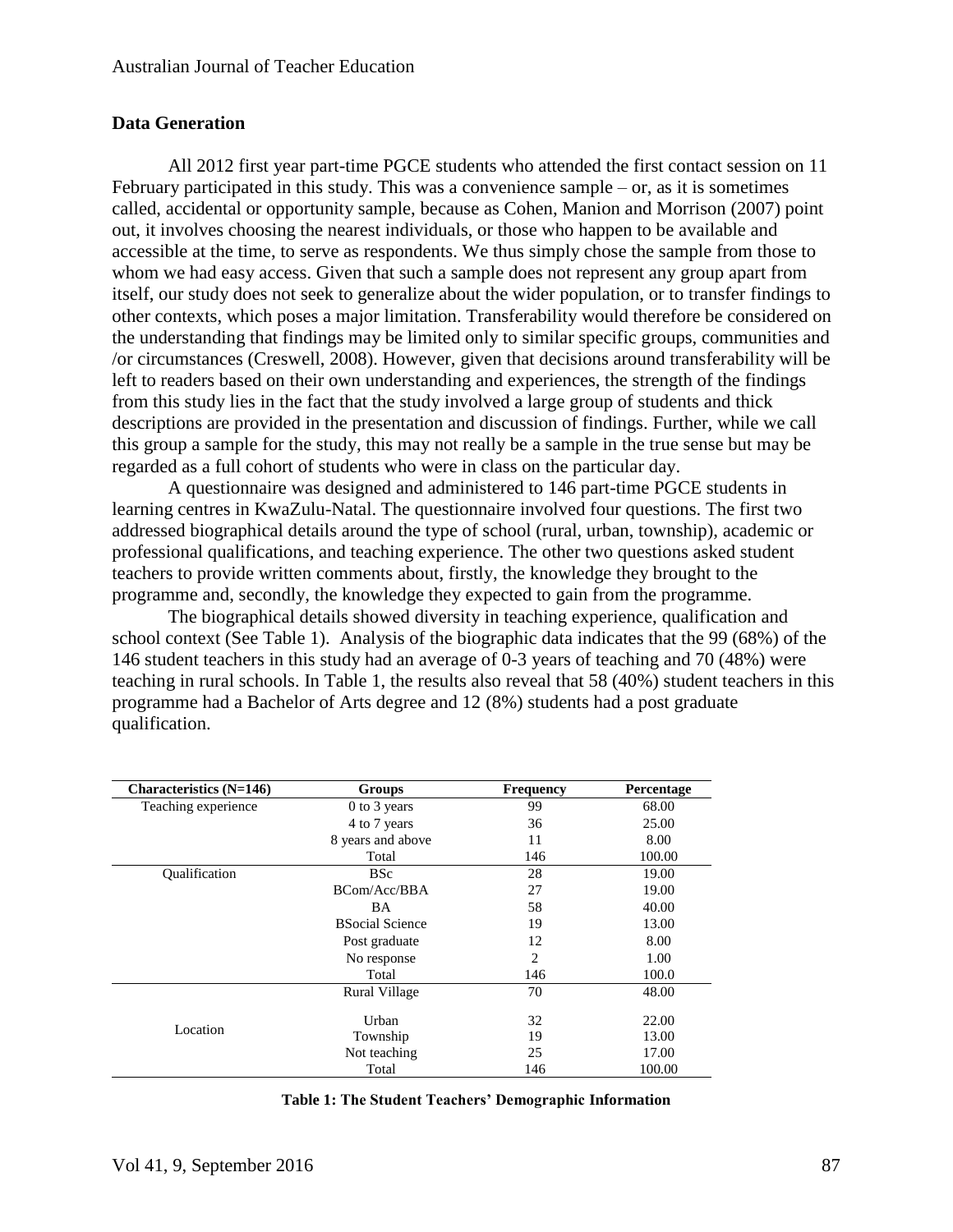## Data Generation

All 2012 first year part-time PGCE students who attended the first contact session on 11 February participated in this study. This was a convenience sample – or, as it is sometimes called, accidental or opportunity sample, because as Cohen, Manion and Morrison (2007) point out, it involves choosing the nearest individuals, or those who happen to be available and accessible at the time, to serve as respondents. We thus simply chose the sample from those to whom we had easy access. Given that such a sample does not represent any group apart from itself, our study does not seek to generalize about the wider population, or to transfer findings to other contexts, which poses a major limitation. Transferability would therefore be considered on the understanding that findings may be limited only to similar specific groups, communities and /or circumstances (Creswell, 2008). However, given that decisions around transferability will be left to readers based on their own understanding and experiences, the strength of the findings from this study lies in the fact that the study involved a large group of students and thick descriptions are provided in the presentation and discussion of findings. Further, while we call this group a sample for the study, this may not really be a sample in the true sense but may be regarded as a full cohort of students who were in class on the particular day.

A questionnaire was designed and administered to 146 part-time PGCE students in learning centres in KwaZulu-Natal. The questionnaire involved four questions. The first two addressed biographical details around the type of school (rural, urban, township), academic or professional qualifications, and teaching experience. The other two questions asked student teachers to provide written comments about, firstly, the knowledge they brought to the programme and, secondly, the knowledge they expected to gain from the programme.

The biographical details showed diversity in teaching experience, qualification and school context (See Table 1). Analysis of the biographic data indicates that the 99 (68%) of the 146 student teachers in this study had an average of 0-3 years of teaching and 70 (48%) were teaching in rural schools. In Table 1, the results also reveal that 58 (40%) student teachers in this programme had a Bachelor of Arts degree and 12 (8%) students had a post graduate qualification.

| Characteristics (N=146) | Groups | Frequency | Percentage |
|---|---|---|---|
| Teaching experience | 0 to 3 years | 99 | 68.00 |
| | 4 to 7 years | 36 | 25.00 |
| | 8 years and above | 11 | 8.00 |
| | Total | 146 | 100.00 |
| Qualification | BSc | 28 | 19.00 |
| | BCom/Acc/BBA | 27 | 19.00 |
| | BA | 58 | 40.00 |
| | BSocial Science | 19 | 13.00 |
| | Post graduate | 12 | 8.00 |
| | No response | 2 | 1.00 |
| | Total | 146 | 100.0 |
| Location | Rural Village | 70 | 48.00 |
| | Urban | 32 | 22.00 |
| | Township | 19 | 13.00 |
| | Not teaching | 25 | 17.00 |
| | Total | 146 | 100.00 |

**Table 1: The Student Teachers' Demographic Information**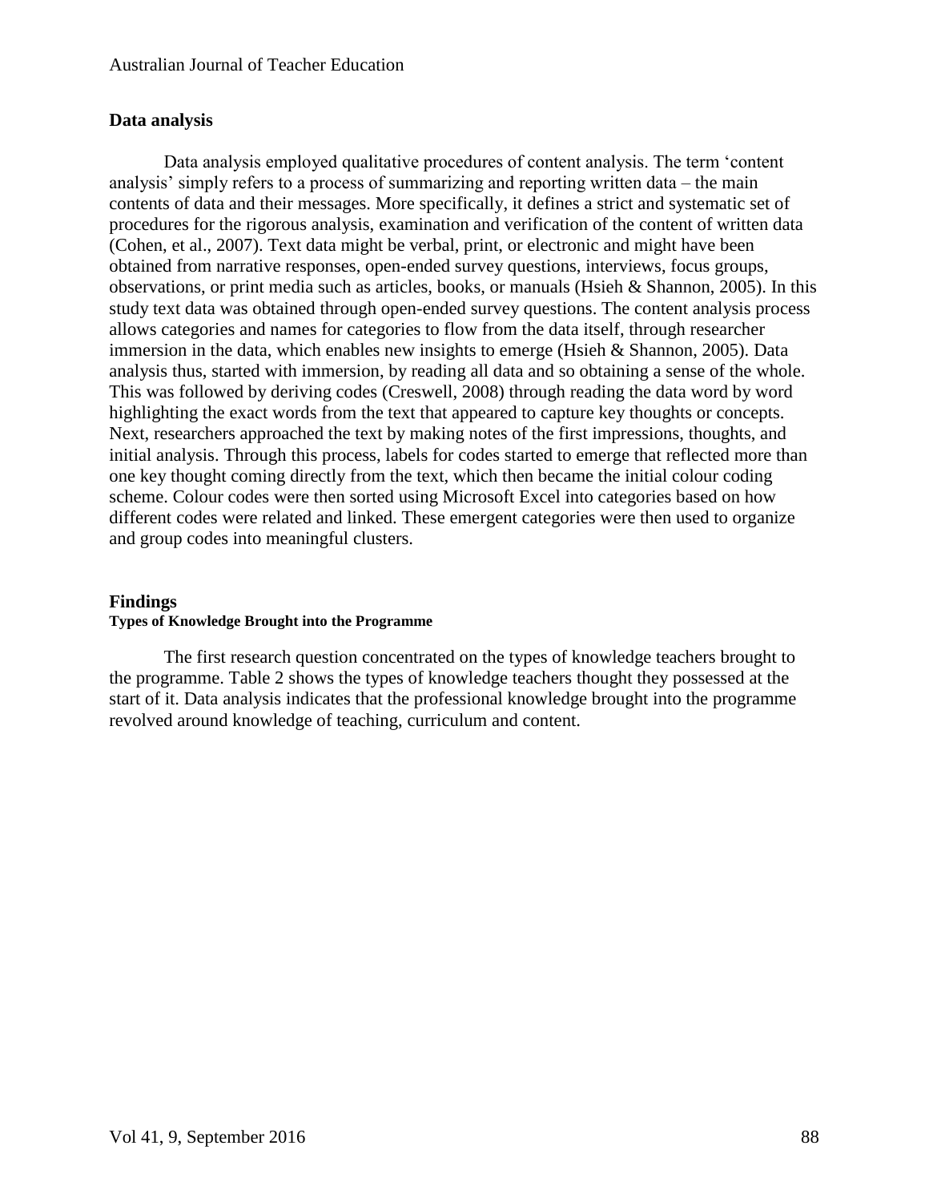### Data analysis

Data analysis employed qualitative procedures of content analysis. The term 'content analysis' simply refers to a process of summarizing and reporting written data – the main contents of data and their messages. More specifically, it defines a strict and systematic set of procedures for the rigorous analysis, examination and verification of the content of written data (Cohen, et al., 2007). Text data might be verbal, print, or electronic and might have been obtained from narrative responses, open-ended survey questions, interviews, focus groups, observations, or print media such as articles, books, or manuals (Hsieh & Shannon, 2005). In this study text data was obtained through open-ended survey questions. The content analysis process allows categories and names for categories to flow from the data itself, through researcher immersion in the data, which enables new insights to emerge (Hsieh & Shannon, 2005). Data analysis thus, started with immersion, by reading all data and so obtaining a sense of the whole. This was followed by deriving codes (Creswell, 2008) through reading the data word by word highlighting the exact words from the text that appeared to capture key thoughts or concepts. Next, researchers approached the text by making notes of the first impressions, thoughts, and initial analysis. Through this process, labels for codes started to emerge that reflected more than one key thought coming directly from the text, which then became the initial colour coding scheme. Colour codes were then sorted using Microsoft Excel into categories based on how different codes were related and linked. These emergent categories were then used to organize and group codes into meaningful clusters.

## Findings

#### Types of Knowledge Brought into the Programme

The first research question concentrated on the types of knowledge teachers brought to the programme. Table 2 shows the types of knowledge teachers thought they possessed at the start of it. Data analysis indicates that the professional knowledge brought into the programme revolved around knowledge of teaching, curriculum and content.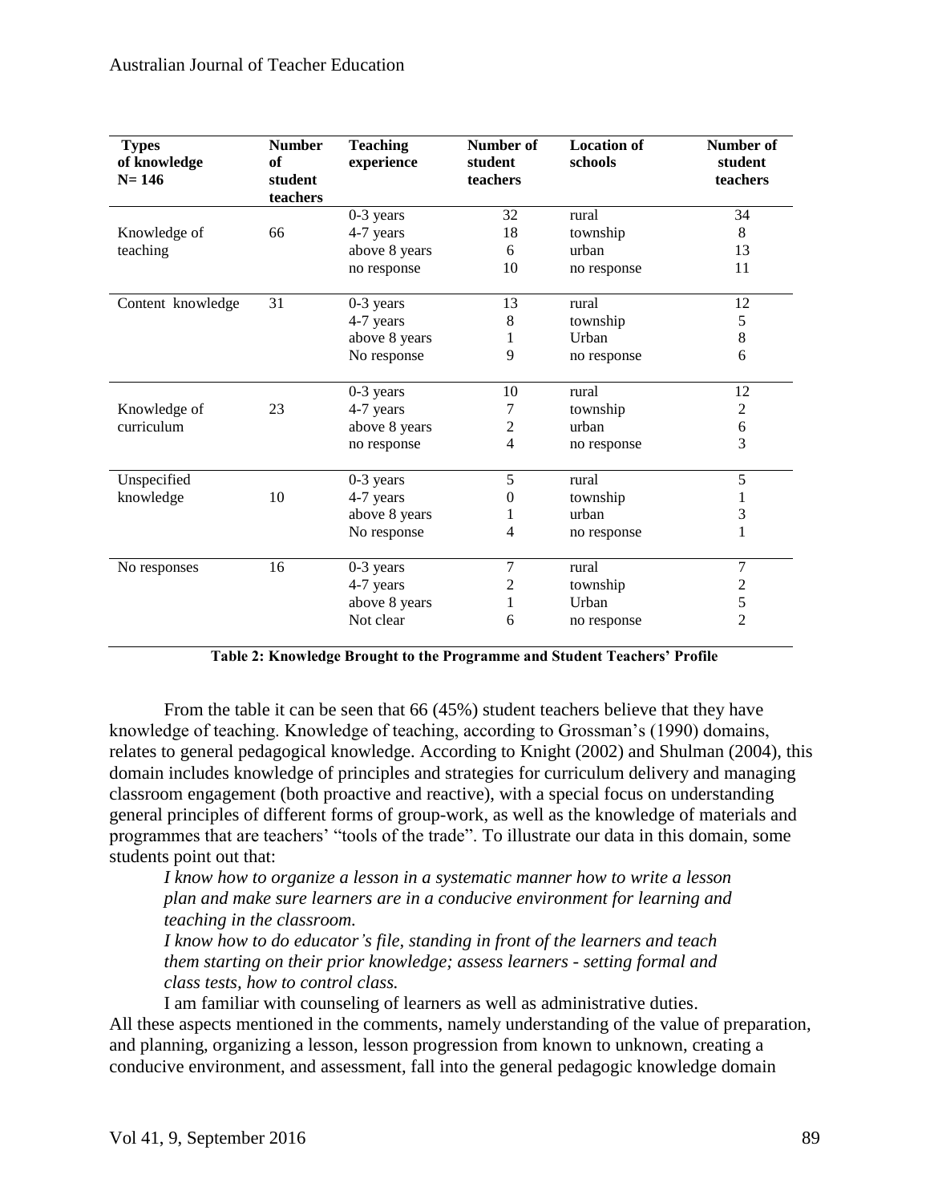| Types of knowledge N= 146 | Number of student teachers | Teaching experience | Number of student teachers | Location of schools | Number of student teachers |
|---|---|---|---|---|---|
| Knowledge of teaching | 66 | 0-3 years | 32 | rural | 34 |
| | | 4-7 years | 18 | township | 8 |
| | | above 8 years | 6 | urban | 13 |
| | | no response | 10 | no response | 11 |
| Content knowledge | 31 | 0-3 years | 13 | rural | 12 |
| | | 4-7 years | 8 | township | 5 |
| | | above 8 years | 1 | Urban | 8 |
| | | No response | 9 | no response | 6 |
| Knowledge of curriculum | 23 | 0-3 years | 10 | rural | 12 |
| | | 4-7 years | 7 | township | 2 |
| | | above 8 years | 2 | urban | 6 |
| | | no response | 4 | no response | 3 |
| Unspecified knowledge | 10 | 0-3 years | 5 | rural | 5 |
| | | 4-7 years | 0 | township | 1 |
| | | above 8 years | 1 | urban | 3 |
| | | No response | 4 | no response | 1 |
| No responses | 16 | 0-3 years | 7 | rural | 7 |
| | | 4-7 years | 2 | township | 2 |
| | | above 8 years | 1 | Urban | 5 |
| | | Not clear | 6 | no response | 2 |

**Table 2: Knowledge Brought to the Programme and Student Teachers' Profile**

From the table it can be seen that 66 (45%) student teachers believe that they have knowledge of teaching. Knowledge of teaching, according to Grossman's (1990) domains, relates to general pedagogical knowledge. According to Knight (2002) and Shulman (2004), this domain includes knowledge of principles and strategies for curriculum delivery and managing classroom engagement (both proactive and reactive), with a special focus on understanding general principles of different forms of group-work, as well as the knowledge of materials and programmes that are teachers' "tools of the trade". To illustrate our data in this domain, some students point out that:

> *I know how to organize a lesson in a systematic manner how to write a lesson plan and make sure learners are in a conducive environment for learning and teaching in the classroom.*
>
> *I know how to do educator's file, standing in front of the learners and teach them starting on their prior knowledge; assess learners - setting formal and class tests, how to control class.*
>
> I am familiar with counseling of learners as well as administrative duties.

All these aspects mentioned in the comments, namely understanding of the value of preparation, and planning, organizing a lesson, lesson progression from known to unknown, creating a conducive environment, and assessment, fall into the general pedagogic knowledge domain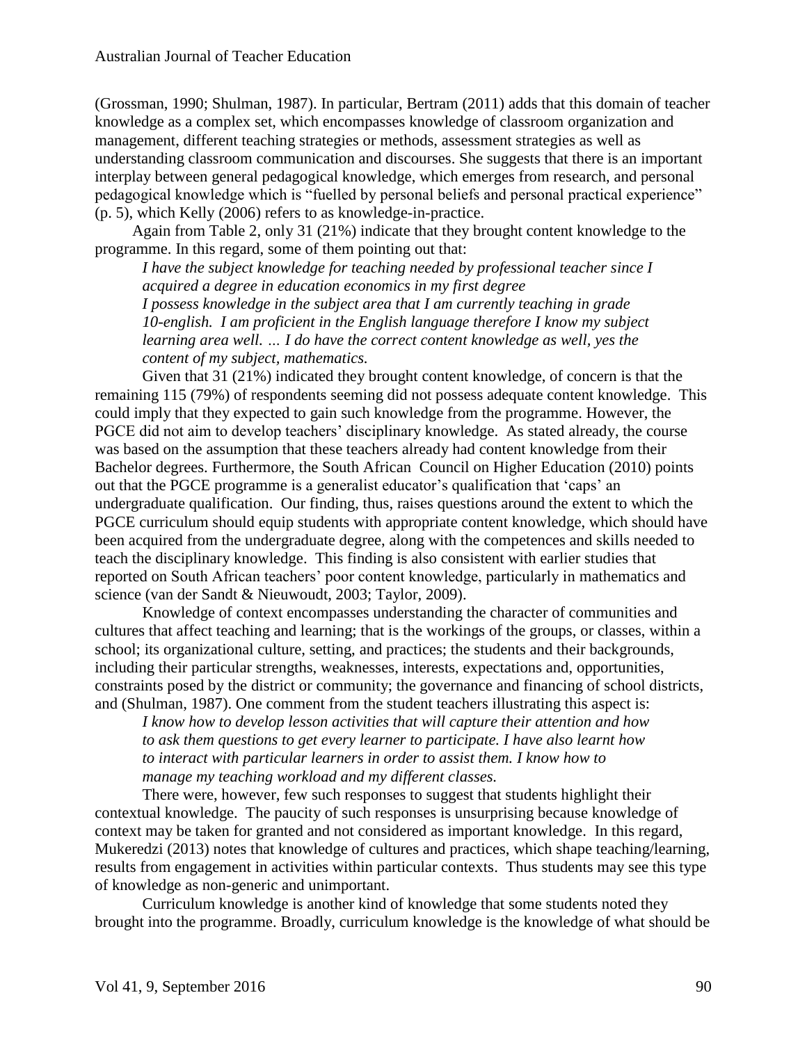(Grossman, 1990; Shulman, 1987). In particular, Bertram (2011) adds that this domain of teacher knowledge as a complex set, which encompasses knowledge of classroom organization and management, different teaching strategies or methods, assessment strategies as well as understanding classroom communication and discourses. She suggests that there is an important interplay between general pedagogical knowledge, which emerges from research, and personal pedagogical knowledge which is "fuelled by personal beliefs and personal practical experience" (p. 5), which Kelly (2006) refers to as knowledge-in-practice.

Again from Table 2, only 31 (21%) indicate that they brought content knowledge to the programme. In this regard, some of them pointing out that:

> *I have the subject knowledge for teaching needed by professional teacher since I acquired a degree in education economics in my first degree*
> *I possess knowledge in the subject area that I am currently teaching in grade 10-english. I am proficient in the English language therefore I know my subject learning area well. … I do have the correct content knowledge as well, yes the content of my subject, mathematics.*

Given that 31 (21%) indicated they brought content knowledge, of concern is that the remaining 115 (79%) of respondents seeming did not possess adequate content knowledge. This could imply that they expected to gain such knowledge from the programme. However, the PGCE did not aim to develop teachers' disciplinary knowledge. As stated already, the course was based on the assumption that these teachers already had content knowledge from their Bachelor degrees. Furthermore, the South African Council on Higher Education (2010) points out that the PGCE programme is a generalist educator's qualification that 'caps' an undergraduate qualification. Our finding, thus, raises questions around the extent to which the PGCE curriculum should equip students with appropriate content knowledge, which should have been acquired from the undergraduate degree, along with the competences and skills needed to teach the disciplinary knowledge. This finding is also consistent with earlier studies that reported on South African teachers' poor content knowledge, particularly in mathematics and science (van der Sandt & Nieuwoudt, 2003; Taylor, 2009).

Knowledge of context encompasses understanding the character of communities and cultures that affect teaching and learning; that is the workings of the groups, or classes, within a school; its organizational culture, setting, and practices; the students and their backgrounds, including their particular strengths, weaknesses, interests, expectations and, opportunities, constraints posed by the district or community; the governance and financing of school districts, and (Shulman, 1987). One comment from the student teachers illustrating this aspect is:

> *I know how to develop lesson activities that will capture their attention and how to ask them questions to get every learner to participate. I have also learnt how to interact with particular learners in order to assist them. I know how to manage my teaching workload and my different classes.*

There were, however, few such responses to suggest that students highlight their contextual knowledge. The paucity of such responses is unsurprising because knowledge of context may be taken for granted and not considered as important knowledge. In this regard, Mukeredzi (2013) notes that knowledge of cultures and practices, which shape teaching/learning, results from engagement in activities within particular contexts. Thus students may see this type of knowledge as non-generic and unimportant.

Curriculum knowledge is another kind of knowledge that some students noted they brought into the programme. Broadly, curriculum knowledge is the knowledge of what should be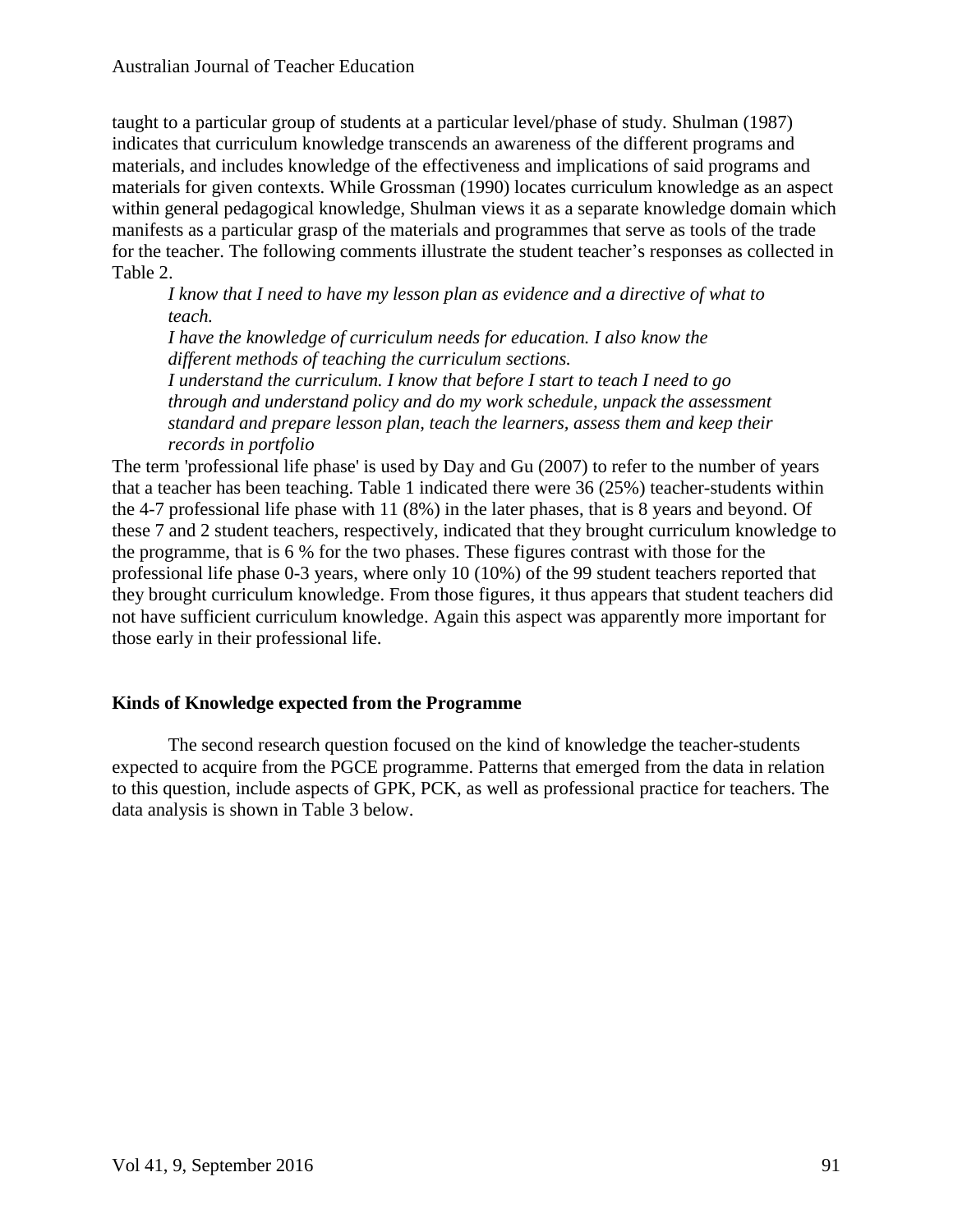taught to a particular group of students at a particular level/phase of study. Shulman (1987) indicates that curriculum knowledge transcends an awareness of the different programs and materials, and includes knowledge of the effectiveness and implications of said programs and materials for given contexts. While Grossman (1990) locates curriculum knowledge as an aspect within general pedagogical knowledge, Shulman views it as a separate knowledge domain which manifests as a particular grasp of the materials and programmes that serve as tools of the trade for the teacher. The following comments illustrate the student teacher's responses as collected in Table 2.

> *I know that I need to have my lesson plan as evidence and a directive of what to teach.*
>
> *I have the knowledge of curriculum needs for education. I also know the different methods of teaching the curriculum sections.*
>
> *I understand the curriculum. I know that before I start to teach I need to go through and understand policy and do my work schedule, unpack the assessment standard and prepare lesson plan, teach the learners, assess them and keep their records in portfolio*

The term 'professional life phase' is used by Day and Gu (2007) to refer to the number of years that a teacher has been teaching. Table 1 indicated there were 36 (25%) teacher-students within the 4-7 professional life phase with 11 (8%) in the later phases, that is 8 years and beyond. Of these 7 and 2 student teachers, respectively, indicated that they brought curriculum knowledge to the programme, that is 6 % for the two phases. These figures contrast with those for the professional life phase 0-3 years, where only 10 (10%) of the 99 student teachers reported that they brought curriculum knowledge. From those figures, it thus appears that student teachers did not have sufficient curriculum knowledge. Again this aspect was apparently more important for those early in their professional life.

## Kinds of Knowledge expected from the Programme

The second research question focused on the kind of knowledge the teacher-students expected to acquire from the PGCE programme. Patterns that emerged from the data in relation to this question, include aspects of GPK, PCK, as well as professional practice for teachers. The data analysis is shown in Table 3 below.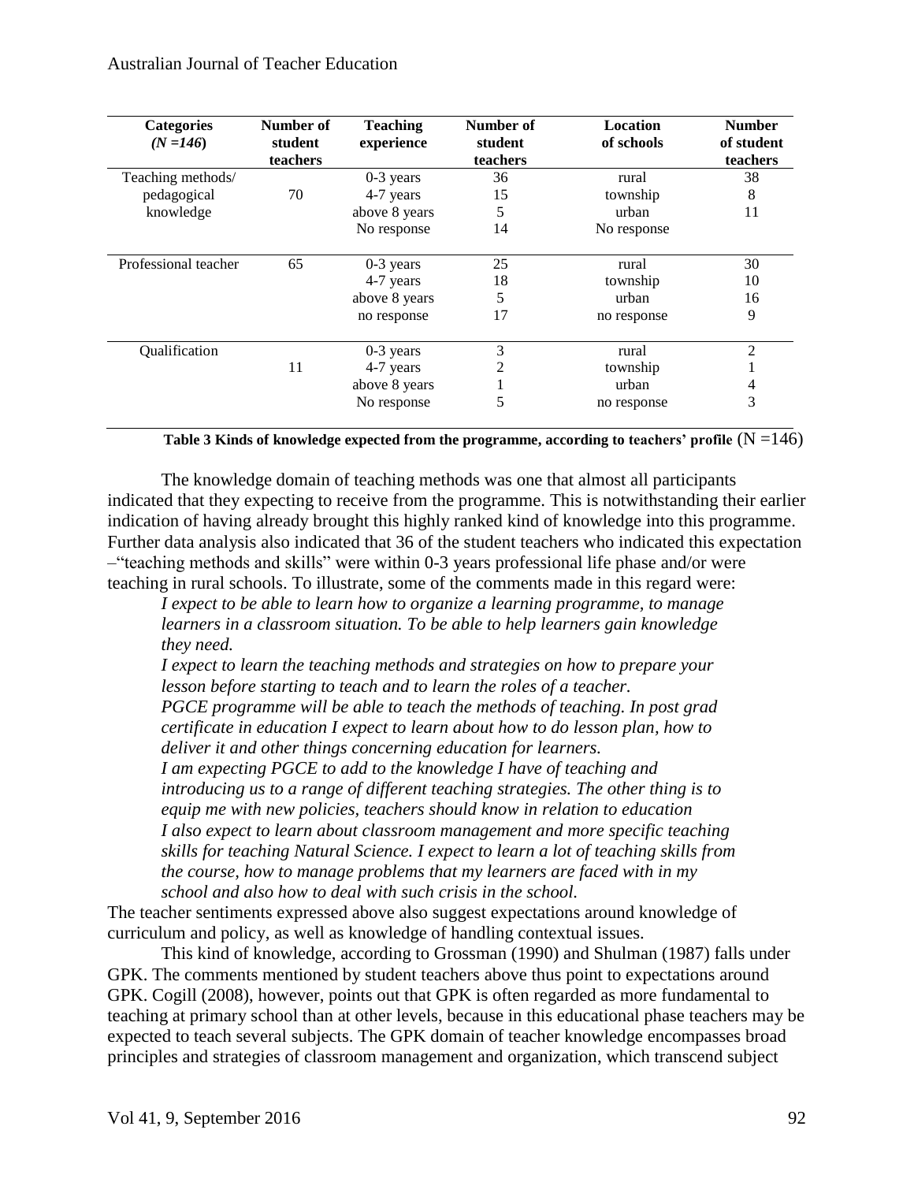| Categories (N =146) | Number of student teachers | Teaching experience | Number of student teachers | Location of schools | Number of student teachers |
|---|---|---|---|---|---|
| Teaching methods/ pedagogical knowledge | 70 | 0-3 years | 36 | rural | 38 |
| | | 4-7 years | 15 | township | 8 |
| | | above 8 years | 5 | urban | 11 |
| | | No response | 14 | No response | |
| Professional teacher | 65 | 0-3 years | 25 | rural | 30 |
| | | 4-7 years | 18 | township | 10 |
| | | above 8 years | 5 | urban | 16 |
| | | no response | 17 | no response | 9 |
| Qualification | 11 | 0-3 years | 3 | rural | 2 |
| | | 4-7 years | 2 | township | 1 |
| | | above 8 years | 1 | urban | 4 |
| | | No response | 5 | no response | 3 |

**Table 3 Kinds of knowledge expected from the programme, according to teachers' profile** (N =146)

The knowledge domain of teaching methods was one that almost all participants indicated that they expecting to receive from the programme. This is notwithstanding their earlier indication of having already brought this highly ranked kind of knowledge into this programme. Further data analysis also indicated that 36 of the student teachers who indicated this expectation –"teaching methods and skills" were within 0-3 years professional life phase and/or were teaching in rural schools. To illustrate, some of the comments made in this regard were:

> *I expect to be able to learn how to organize a learning programme, to manage learners in a classroom situation. To be able to help learners gain knowledge they need.*
>
> *I expect to learn the teaching methods and strategies on how to prepare your lesson before starting to teach and to learn the roles of a teacher.*
>
> *PGCE programme will be able to teach the methods of teaching. In post grad certificate in education I expect to learn about how to do lesson plan, how to deliver it and other things concerning education for learners.*
>
> *I am expecting PGCE to add to the knowledge I have of teaching and introducing us to a range of different teaching strategies. The other thing is to equip me with new policies, teachers should know in relation to education*
>
> *I also expect to learn about classroom management and more specific teaching skills for teaching Natural Science. I expect to learn a lot of teaching skills from the course, how to manage problems that my learners are faced with in my school and also how to deal with such crisis in the school.*

The teacher sentiments expressed above also suggest expectations around knowledge of curriculum and policy, as well as knowledge of handling contextual issues.

This kind of knowledge, according to Grossman (1990) and Shulman (1987) falls under GPK. The comments mentioned by student teachers above thus point to expectations around GPK. Cogill (2008), however, points out that GPK is often regarded as more fundamental to teaching at primary school than at other levels, because in this educational phase teachers may be expected to teach several subjects. The GPK domain of teacher knowledge encompasses broad principles and strategies of classroom management and organization, which transcend subject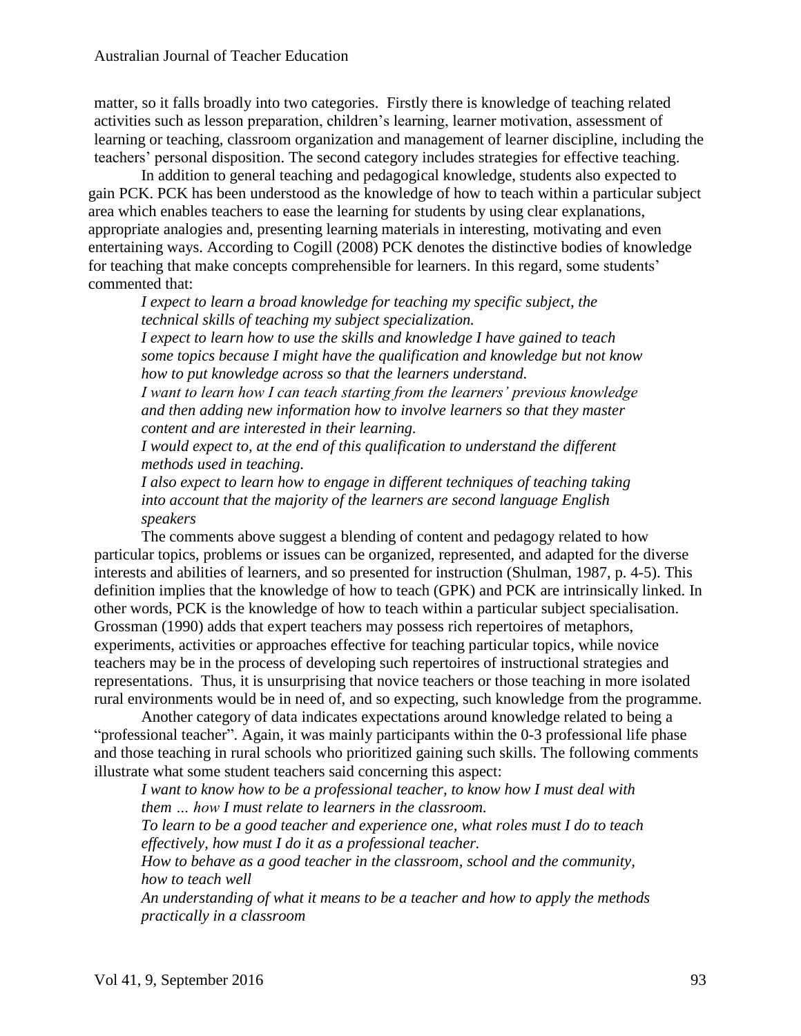matter, so it falls broadly into two categories. Firstly there is knowledge of teaching related activities such as lesson preparation, children's learning, learner motivation, assessment of learning or teaching, classroom organization and management of learner discipline, including the teachers' personal disposition. The second category includes strategies for effective teaching.

In addition to general teaching and pedagogical knowledge, students also expected to gain PCK. PCK has been understood as the knowledge of how to teach within a particular subject area which enables teachers to ease the learning for students by using clear explanations, appropriate analogies and, presenting learning materials in interesting, motivating and even entertaining ways. According to Cogill (2008) PCK denotes the distinctive bodies of knowledge for teaching that make concepts comprehensible for learners. In this regard, some students' commented that:

> *I expect to learn a broad knowledge for teaching my specific subject, the technical skills of teaching my subject specialization.*
>
> *I expect to learn how to use the skills and knowledge I have gained to teach some topics because I might have the qualification and knowledge but not know how to put knowledge across so that the learners understand.*
>
> *I want to learn how I can teach starting from the learners' previous knowledge and then adding new information how to involve learners so that they master content and are interested in their learning.*
>
> *I would expect to, at the end of this qualification to understand the different methods used in teaching.*
>
> *I also expect to learn how to engage in different techniques of teaching taking into account that the majority of the learners are second language English speakers*

The comments above suggest a blending of content and pedagogy related to how particular topics, problems or issues can be organized, represented, and adapted for the diverse interests and abilities of learners, and so presented for instruction (Shulman, 1987, p. 4-5). This definition implies that the knowledge of how to teach (GPK) and PCK are intrinsically linked. In other words, PCK is the knowledge of how to teach within a particular subject specialisation. Grossman (1990) adds that expert teachers may possess rich repertoires of metaphors, experiments, activities or approaches effective for teaching particular topics, while novice teachers may be in the process of developing such repertoires of instructional strategies and representations. Thus, it is unsurprising that novice teachers or those teaching in more isolated rural environments would be in need of, and so expecting, such knowledge from the programme.

Another category of data indicates expectations around knowledge related to being a "professional teacher". Again, it was mainly participants within the 0-3 professional life phase and those teaching in rural schools who prioritized gaining such skills. The following comments illustrate what some student teachers said concerning this aspect:

> *I want to know how to be a professional teacher, to know how I must deal with them … how I must relate to learners in the classroom.*
>
> *To learn to be a good teacher and experience one, what roles must I do to teach effectively, how must I do it as a professional teacher.*
>
> *How to behave as a good teacher in the classroom, school and the community, how to teach well*
>
> *An understanding of what it means to be a teacher and how to apply the methods practically in a classroom*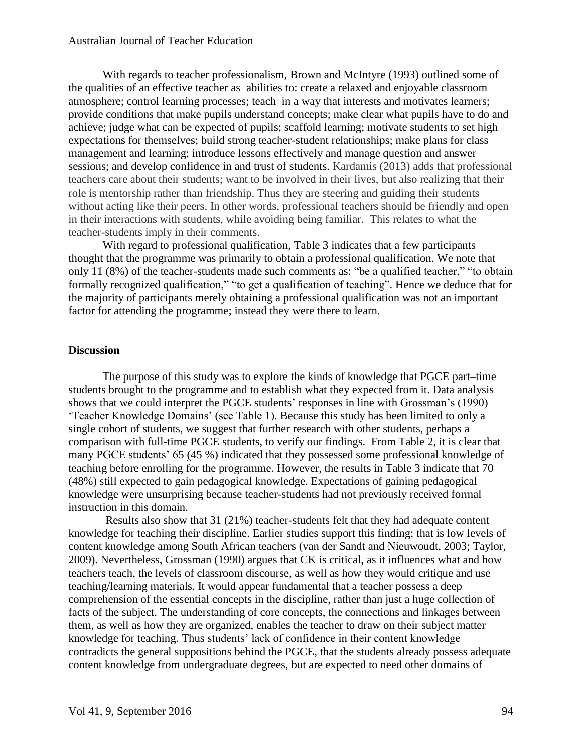With regards to teacher professionalism, Brown and McIntyre (1993) outlined some of the qualities of an effective teacher as abilities to: create a relaxed and enjoyable classroom atmosphere; control learning processes; teach in a way that interests and motivates learners; provide conditions that make pupils understand concepts; make clear what pupils have to do and achieve; judge what can be expected of pupils; scaffold learning; motivate students to set high expectations for themselves; build strong teacher-student relationships; make plans for class management and learning; introduce lessons effectively and manage question and answer sessions; and develop confidence in and trust of students. Kardamis (2013) adds that professional teachers care about their students; want to be involved in their lives, but also realizing that their role is mentorship rather than friendship. Thus they are steering and guiding their students without acting like their peers. In other words, professional teachers should be friendly and open in their interactions with students, while avoiding being familiar. This relates to what the teacher-students imply in their comments.

With regard to professional qualification, Table 3 indicates that a few participants thought that the programme was primarily to obtain a professional qualification. We note that only 11 (8%) of the teacher-students made such comments as: "be a qualified teacher," "to obtain formally recognized qualification," "to get a qualification of teaching". Hence we deduce that for the majority of participants merely obtaining a professional qualification was not an important factor for attending the programme; instead they were there to learn.

## Discussion

The purpose of this study was to explore the kinds of knowledge that PGCE part–time students brought to the programme and to establish what they expected from it. Data analysis shows that we could interpret the PGCE students' responses in line with Grossman's (1990) 'Teacher Knowledge Domains' (see Table 1). Because this study has been limited to only a single cohort of students, we suggest that further research with other students, perhaps a comparison with full-time PGCE students, to verify our findings. From Table 2, it is clear that many PGCE students' 65 (45 %) indicated that they possessed some professional knowledge of teaching before enrolling for the programme. However, the results in Table 3 indicate that 70 (48%) still expected to gain pedagogical knowledge. Expectations of gaining pedagogical knowledge were unsurprising because teacher-students had not previously received formal instruction in this domain.

Results also show that 31 (21%) teacher-students felt that they had adequate content knowledge for teaching their discipline. Earlier studies support this finding; that is low levels of content knowledge among South African teachers (van der Sandt and Nieuwoudt, 2003; Taylor, 2009). Nevertheless, Grossman (1990) argues that CK is critical, as it influences what and how teachers teach, the levels of classroom discourse, as well as how they would critique and use teaching/learning materials. It would appear fundamental that a teacher possess a deep comprehension of the essential concepts in the discipline, rather than just a huge collection of facts of the subject. The understanding of core concepts, the connections and linkages between them, as well as how they are organized, enables the teacher to draw on their subject matter knowledge for teaching. Thus students' lack of confidence in their content knowledge contradicts the general suppositions behind the PGCE, that the students already possess adequate content knowledge from undergraduate degrees, but are expected to need other domains of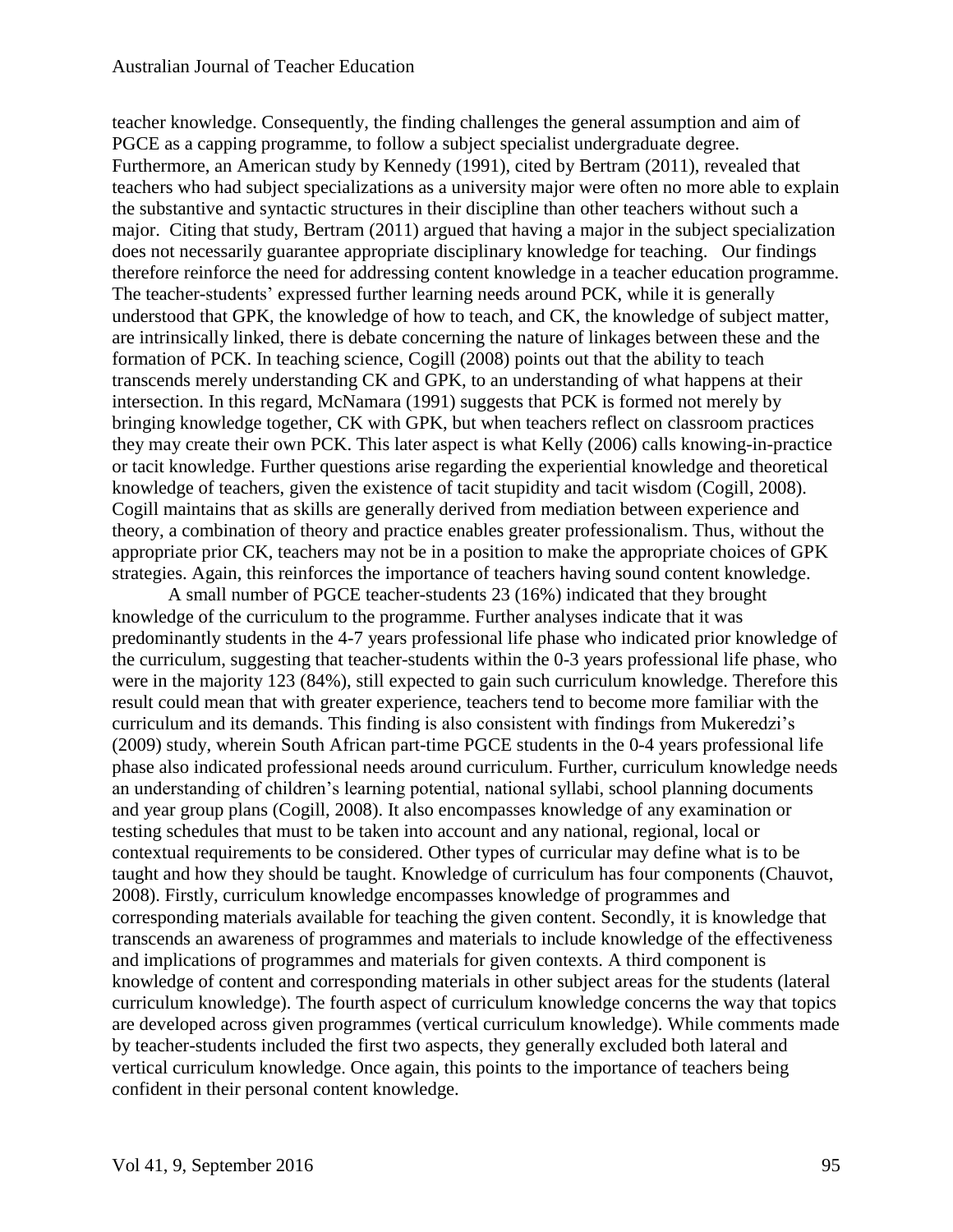teacher knowledge. Consequently, the finding challenges the general assumption and aim of PGCE as a capping programme, to follow a subject specialist undergraduate degree. Furthermore, an American study by Kennedy (1991), cited by Bertram (2011), revealed that teachers who had subject specializations as a university major were often no more able to explain the substantive and syntactic structures in their discipline than other teachers without such a major. Citing that study, Bertram (2011) argued that having a major in the subject specialization does not necessarily guarantee appropriate disciplinary knowledge for teaching. Our findings therefore reinforce the need for addressing content knowledge in a teacher education programme. The teacher-students' expressed further learning needs around PCK, while it is generally understood that GPK, the knowledge of how to teach, and CK, the knowledge of subject matter, are intrinsically linked, there is debate concerning the nature of linkages between these and the formation of PCK. In teaching science, Cogill (2008) points out that the ability to teach transcends merely understanding CK and GPK, to an understanding of what happens at their intersection. In this regard, McNamara (1991) suggests that PCK is formed not merely by bringing knowledge together, CK with GPK, but when teachers reflect on classroom practices they may create their own PCK. This later aspect is what Kelly (2006) calls knowing-in-practice or tacit knowledge. Further questions arise regarding the experiential knowledge and theoretical knowledge of teachers, given the existence of tacit stupidity and tacit wisdom (Cogill, 2008). Cogill maintains that as skills are generally derived from mediation between experience and theory, a combination of theory and practice enables greater professionalism. Thus, without the appropriate prior CK, teachers may not be in a position to make the appropriate choices of GPK strategies. Again, this reinforces the importance of teachers having sound content knowledge.

A small number of PGCE teacher-students 23 (16%) indicated that they brought knowledge of the curriculum to the programme. Further analyses indicate that it was predominantly students in the 4-7 years professional life phase who indicated prior knowledge of the curriculum, suggesting that teacher-students within the 0-3 years professional life phase, who were in the majority 123 (84%), still expected to gain such curriculum knowledge. Therefore this result could mean that with greater experience, teachers tend to become more familiar with the curriculum and its demands. This finding is also consistent with findings from Mukeredzi's (2009) study, wherein South African part-time PGCE students in the 0-4 years professional life phase also indicated professional needs around curriculum. Further, curriculum knowledge needs an understanding of children's learning potential, national syllabi, school planning documents and year group plans (Cogill, 2008). It also encompasses knowledge of any examination or testing schedules that must to be taken into account and any national, regional, local or contextual requirements to be considered. Other types of curricular may define what is to be taught and how they should be taught. Knowledge of curriculum has four components (Chauvot, 2008). Firstly, curriculum knowledge encompasses knowledge of programmes and corresponding materials available for teaching the given content. Secondly, it is knowledge that transcends an awareness of programmes and materials to include knowledge of the effectiveness and implications of programmes and materials for given contexts. A third component is knowledge of content and corresponding materials in other subject areas for the students (lateral curriculum knowledge). The fourth aspect of curriculum knowledge concerns the way that topics are developed across given programmes (vertical curriculum knowledge). While comments made by teacher-students included the first two aspects, they generally excluded both lateral and vertical curriculum knowledge. Once again, this points to the importance of teachers being confident in their personal content knowledge.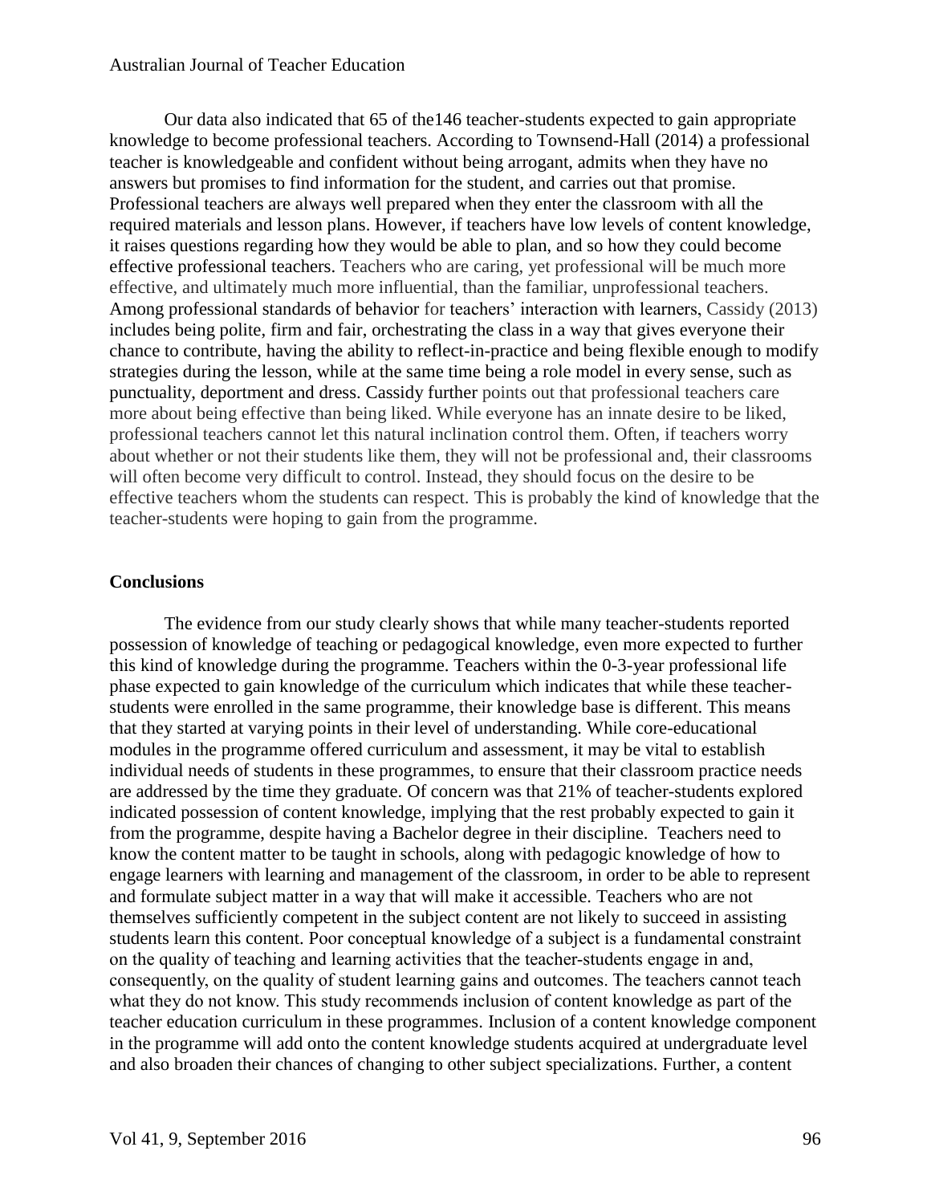Our data also indicated that 65 of the146 teacher-students expected to gain appropriate knowledge to become professional teachers. According to Townsend-Hall (2014) a professional teacher is knowledgeable and confident without being arrogant, admits when they have no answers but promises to find information for the student, and carries out that promise. Professional teachers are always well prepared when they enter the classroom with all the required materials and lesson plans. However, if teachers have low levels of content knowledge, it raises questions regarding how they would be able to plan, and so how they could become effective professional teachers. Teachers who are caring, yet professional will be much more effective, and ultimately much more influential, than the familiar, unprofessional teachers. Among professional standards of behavior for teachers' interaction with learners, Cassidy (2013) includes being polite, firm and fair, orchestrating the class in a way that gives everyone their chance to contribute, having the ability to reflect-in-practice and being flexible enough to modify strategies during the lesson, while at the same time being a role model in every sense, such as punctuality, deportment and dress. Cassidy further points out that professional teachers care more about being effective than being liked. While everyone has an innate desire to be liked, professional teachers cannot let this natural inclination control them. Often, if teachers worry about whether or not their students like them, they will not be professional and, their classrooms will often become very difficult to control. Instead, they should focus on the desire to be effective teachers whom the students can respect. This is probably the kind of knowledge that the teacher-students were hoping to gain from the programme.

## Conclusions

The evidence from our study clearly shows that while many teacher-students reported possession of knowledge of teaching or pedagogical knowledge, even more expected to further this kind of knowledge during the programme. Teachers within the 0-3-year professional life phase expected to gain knowledge of the curriculum which indicates that while these teacher-students were enrolled in the same programme, their knowledge base is different. This means that they started at varying points in their level of understanding. While core-educational modules in the programme offered curriculum and assessment, it may be vital to establish individual needs of students in these programmes, to ensure that their classroom practice needs are addressed by the time they graduate. Of concern was that 21% of teacher-students explored indicated possession of content knowledge, implying that the rest probably expected to gain it from the programme, despite having a Bachelor degree in their discipline. Teachers need to know the content matter to be taught in schools, along with pedagogic knowledge of how to engage learners with learning and management of the classroom, in order to be able to represent and formulate subject matter in a way that will make it accessible. Teachers who are not themselves sufficiently competent in the subject content are not likely to succeed in assisting students learn this content. Poor conceptual knowledge of a subject is a fundamental constraint on the quality of teaching and learning activities that the teacher-students engage in and, consequently, on the quality of student learning gains and outcomes. The teachers cannot teach what they do not know. This study recommends inclusion of content knowledge as part of the teacher education curriculum in these programmes. Inclusion of a content knowledge component in the programme will add onto the content knowledge students acquired at undergraduate level and also broaden their chances of changing to other subject specializations. Further, a content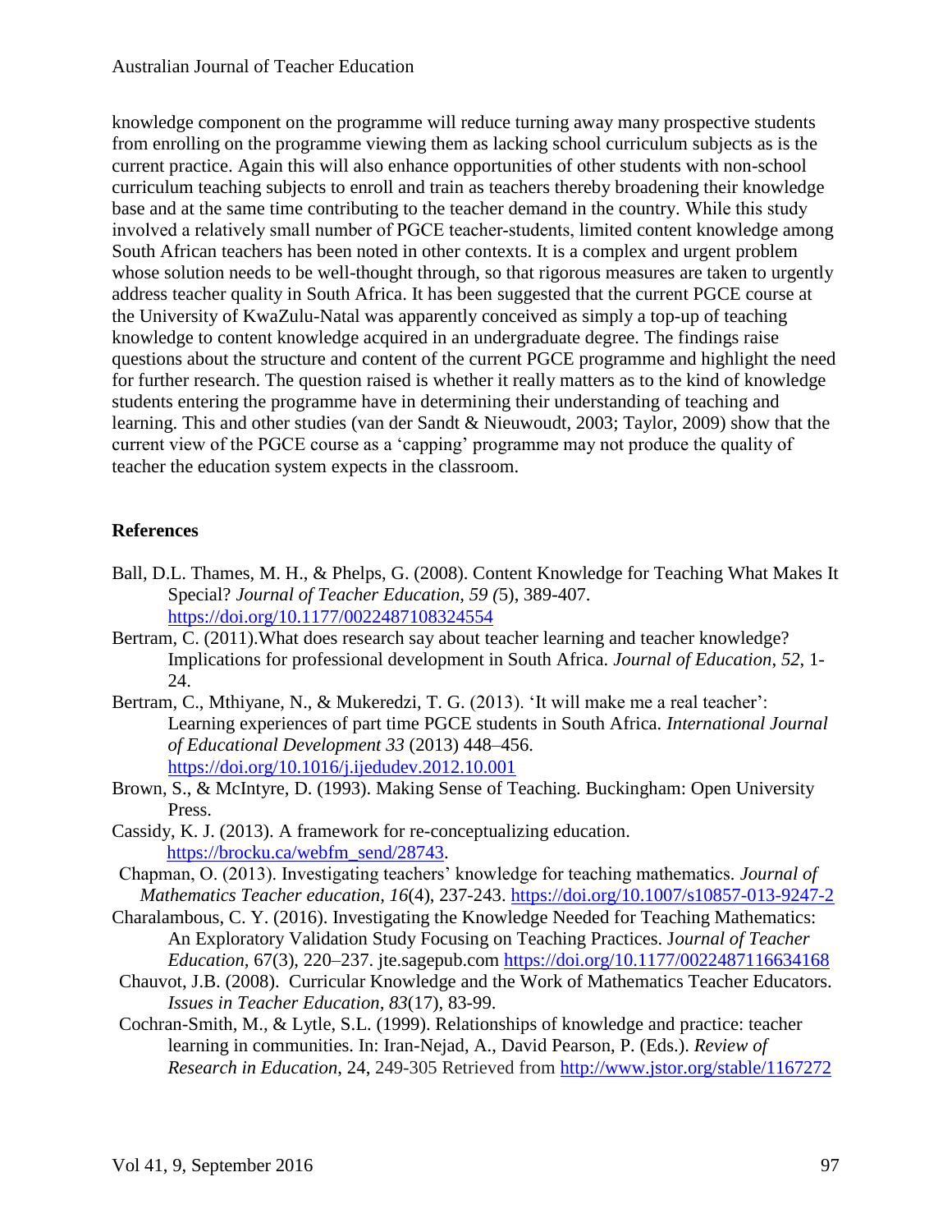knowledge component on the programme will reduce turning away many prospective students from enrolling on the programme viewing them as lacking school curriculum subjects as is the current practice. Again this will also enhance opportunities of other students with non-school curriculum teaching subjects to enroll and train as teachers thereby broadening their knowledge base and at the same time contributing to the teacher demand in the country. While this study involved a relatively small number of PGCE teacher-students, limited content knowledge among South African teachers has been noted in other contexts. It is a complex and urgent problem whose solution needs to be well-thought through, so that rigorous measures are taken to urgently address teacher quality in South Africa. It has been suggested that the current PGCE course at the University of KwaZulu-Natal was apparently conceived as simply a top-up of teaching knowledge to content knowledge acquired in an undergraduate degree. The findings raise questions about the structure and content of the current PGCE programme and highlight the need for further research. The question raised is whether it really matters as to the kind of knowledge students entering the programme have in determining their understanding of teaching and learning. This and other studies (van der Sandt & Nieuwoudt, 2003; Taylor, 2009) show that the current view of the PGCE course as a 'capping' programme may not produce the quality of teacher the education system expects in the classroom.

## References

Ball, D.L. Thames, M. H., & Phelps, G. (2008). Content Knowledge for Teaching What Makes It Special? *Journal of Teacher Education, 59 (*5), 389-407. https://doi.org/10.1177/0022487108324554

Bertram, C. (2011).What does research say about teacher learning and teacher knowledge? Implications for professional development in South Africa. *Journal of Education*, *52*, 1-24.

Bertram, C., Mthiyane, N., & Mukeredzi, T. G. (2013). 'It will make me a real teacher': Learning experiences of part time PGCE students in South Africa. *International Journal of Educational Development 33* (2013) 448–456. https://doi.org/10.1016/j.ijedudev.2012.10.001

Brown, S., & McIntyre, D. (1993). Making Sense of Teaching. Buckingham: Open University Press.

Cassidy, K. J. (2013). A framework for re-conceptualizing education. https://brocku.ca/webfm_send/28743.

Chapman, O. (2013). Investigating teachers' knowledge for teaching mathematics. *Journal of Mathematics Teacher education*, *16*(4), 237-243. https://doi.org/10.1007/s10857-013-9247-2

Charalambous, C. Y. (2016). Investigating the Knowledge Needed for Teaching Mathematics: An Exploratory Validation Study Focusing on Teaching Practices. J*ournal of Teacher Education*, 67(3), 220–237. jte.sagepub.com https://doi.org/10.1177/0022487116634168

Chauvot, J.B. (2008). Curricular Knowledge and the Work of Mathematics Teacher Educators. *Issues in Teacher Education*, *83*(17), 83-99.

Cochran-Smith, M., & Lytle, S.L. (1999). Relationships of knowledge and practice: teacher learning in communities. In: Iran-Nejad, A., David Pearson, P. (Eds.). *Review of Research in Education*, 24, 249-305 Retrieved from http://www.jstor.org/stable/1167272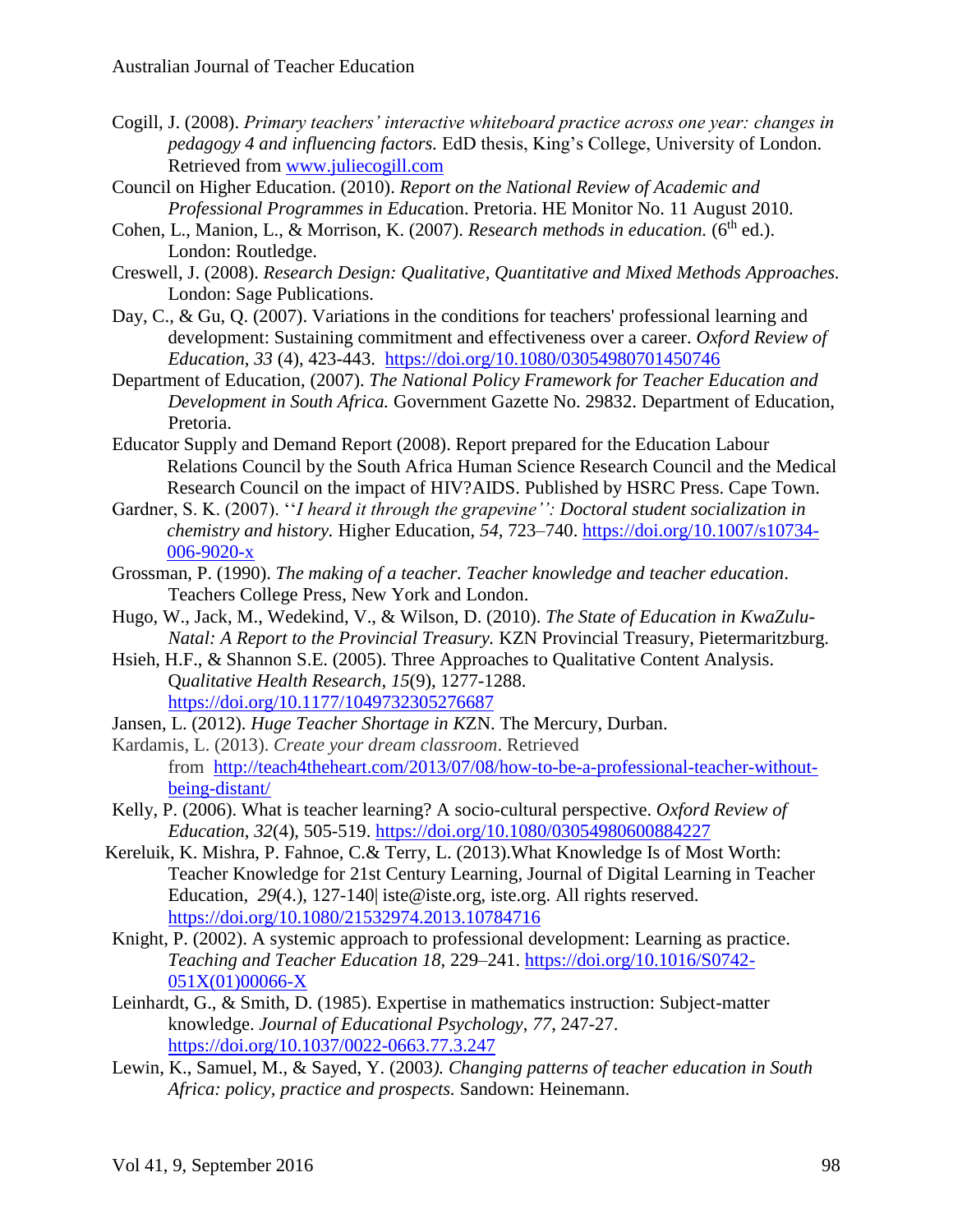Cogill, J. (2008). *Primary teachers' interactive whiteboard practice across one year: changes in pedagogy 4 and influencing factors.* EdD thesis, King's College, University of London. Retrieved from www.juliecogill.com

Council on Higher Education. (2010). *Report on the National Review of Academic and Professional Programmes in Educat*ion. Pretoria. HE Monitor No. 11 August 2010.

Cohen, L., Manion, L., & Morrison, K. (2007). *Research methods in education.* (6th ed.). London: Routledge.

Creswell, J. (2008). *Research Design: Qualitative, Quantitative and Mixed Methods Approaches.* London: Sage Publications.

Day, C., & Gu, Q. (2007). Variations in the conditions for teachers' professional learning and development: Sustaining commitment and effectiveness over a career. *Oxford Review of Education*, *33* (4), 423-443. https://doi.org/10.1080/03054980701450746

Department of Education, (2007). *The National Policy Framework for Teacher Education and Development in South Africa.* Government Gazette No. 29832. Department of Education, Pretoria.

Educator Supply and Demand Report (2008). Report prepared for the Education Labour Relations Council by the South Africa Human Science Research Council and the Medical Research Council on the impact of HIV?AIDS. Published by HSRC Press. Cape Town.

Gardner, S. K. (2007). ''*I heard it through the grapevine'': Doctoral student socialization in chemistry and history.* Higher Education, *54*, 723–740. https://doi.org/10.1007/s10734-006-9020-x

Grossman, P. (1990). *The making of a teacher. Teacher knowledge and teacher education*. Teachers College Press, New York and London.

Hugo, W., Jack, M., Wedekind, V., & Wilson, D. (2010). *The State of Education in KwaZulu-Natal: A Report to the Provincial Treasury.* KZN Provincial Treasury, Pietermaritzburg.

Hsieh, H.F., & Shannon S.E. (2005). Three Approaches to Qualitative Content Analysis. Q*ualitative Health Research*, *15*(9), 1277-1288. https://doi.org/10.1177/1049732305276687

Jansen, L. (2012). *Huge Teacher Shortage in K*ZN. The Mercury, Durban.

Kardamis, L. (2013). *Create your dream classroom*. Retrieved from http://teach4theheart.com/2013/07/08/how-to-be-a-professional-teacher-without-being-distant/

Kelly, P. (2006). What is teacher learning? A socio-cultural perspective. *Oxford Review of Education*, *32*(4), 505-519. https://doi.org/10.1080/03054980600884227

Kereluik, K. Mishra, P. Fahnoe, C.& Terry, L. (2013).What Knowledge Is of Most Worth: Teacher Knowledge for 21st Century Learning, Journal of Digital Learning in Teacher Education, *29*(4.), 127-140| iste@iste.org, iste.org. All rights reserved. https://doi.org/10.1080/21532974.2013.10784716

Knight, P. (2002). A systemic approach to professional development: Learning as practice. *Teaching and Teacher Education 18*, 229–241. https://doi.org/10.1016/S0742-051X(01)00066-X

Leinhardt, G., & Smith, D. (1985). Expertise in mathematics instruction: Subject-matter knowledge. *Journal of Educational Psychology*, *77*, 247-27. https://doi.org/10.1037/0022-0663.77.3.247

Lewin, K., Samuel, M., & Sayed, Y. (2003*). Changing patterns of teacher education in South Africa: policy, practice and prospects.* Sandown: Heinemann.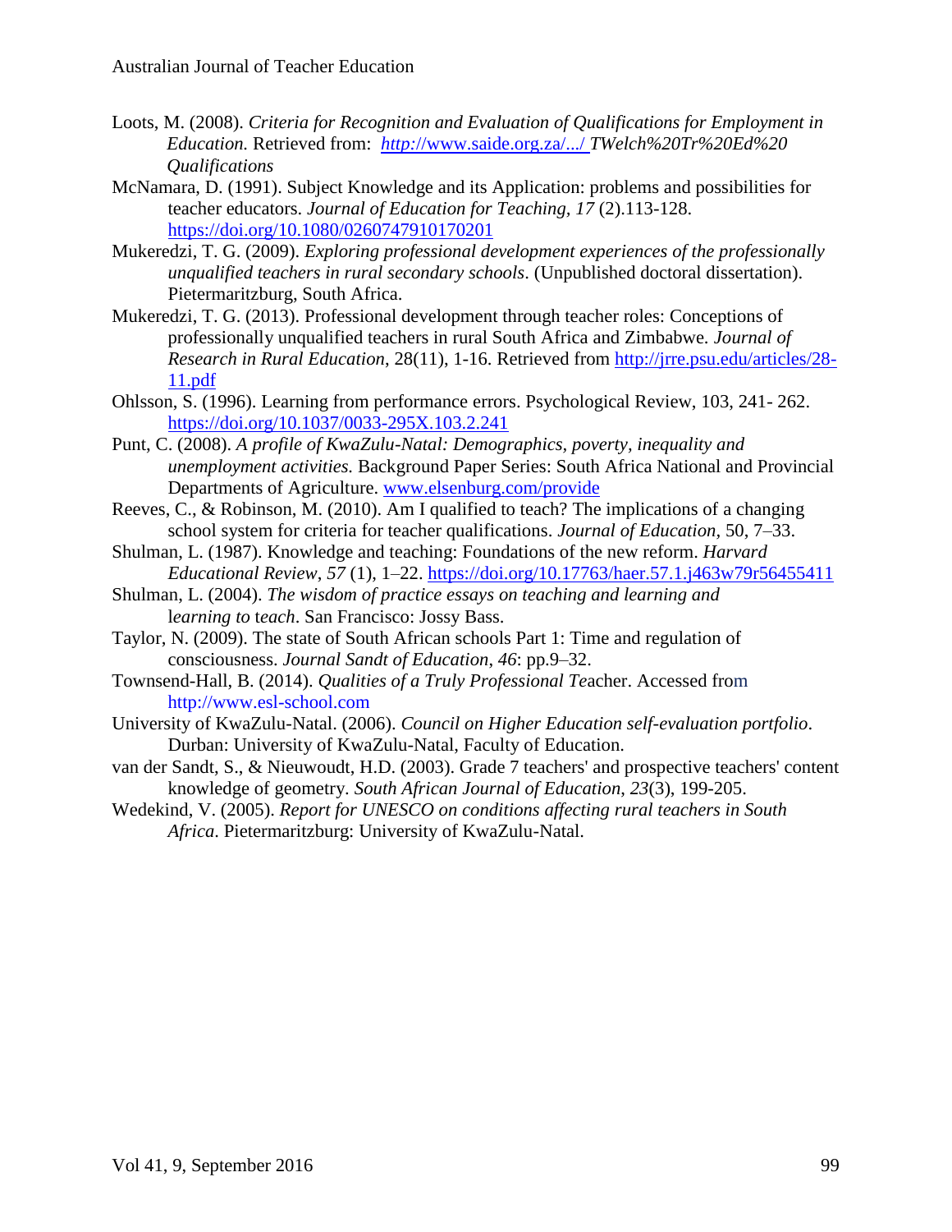Loots, M. (2008). *Criteria for Recognition and Evaluation of Qualifications for Employment in Education.* Retrieved from: *http*://www.saide.org.za/.../ *TWelch%20Tr%20Ed%20 Qualifications*

McNamara, D. (1991). Subject Knowledge and its Application: problems and possibilities for teacher educators. *Journal of Education for Teaching, 17* (2).113-128. https://doi.org/10.1080/0260747910170201

Mukeredzi, T. G. (2009). *Exploring professional development experiences of the professionally unqualified teachers in rural secondary schools*. (Unpublished doctoral dissertation). Pietermaritzburg, South Africa.

Mukeredzi, T. G. (2013). Professional development through teacher roles: Conceptions of professionally unqualified teachers in rural South Africa and Zimbabwe. *Journal of Research in Rural Education*, 28(11), 1-16. Retrieved from http://jrre.psu.edu/articles/28-11.pdf

Ohlsson, S. (1996). Learning from performance errors. Psychological Review, 103, 241- 262. https://doi.org/10.1037/0033-295X.103.2.241

Punt, C. (2008). *A profile of KwaZulu-Natal: Demographics, poverty, inequality and unemployment activities.* Background Paper Series: South Africa National and Provincial Departments of Agriculture. www.elsenburg.com/provide

Reeves, C., & Robinson, M. (2010). Am I qualified to teach? The implications of a changing school system for criteria for teacher qualifications. *Journal of Education,* 50, 7–33.

Shulman, L. (1987). Knowledge and teaching: Foundations of the new reform. *Harvard Educational Review*, *57* (1), 1–22. https://doi.org/10.17763/haer.57.1.j463w79r56455411

Shulman, L. (2004). *The wisdom of practice essays on teaching and learning and learning to teach*. San Francisco: Jossy Bass.

Taylor, N. (2009). The state of South African schools Part 1: Time and regulation of consciousness. *Journal Sandt of Education*, *46*: pp.9–32.

Townsend-Hall, B. (2014). *Qualities of a Truly Professional Te*acher. Accessed from http://www.esl-school.com

University of KwaZulu-Natal. (2006). *Council on Higher Education self-evaluation portfolio*. Durban: University of KwaZulu-Natal, Faculty of Education.

van der Sandt, S., & Nieuwoudt, H.D. (2003). Grade 7 teachers' and prospective teachers' content knowledge of geometry. *South African Journal of Education, 23*(3), 199-205.

Wedekind, V. (2005). *Report for UNESCO on conditions affecting rural teachers in South Africa*. Pietermaritzburg: University of KwaZulu-Natal.